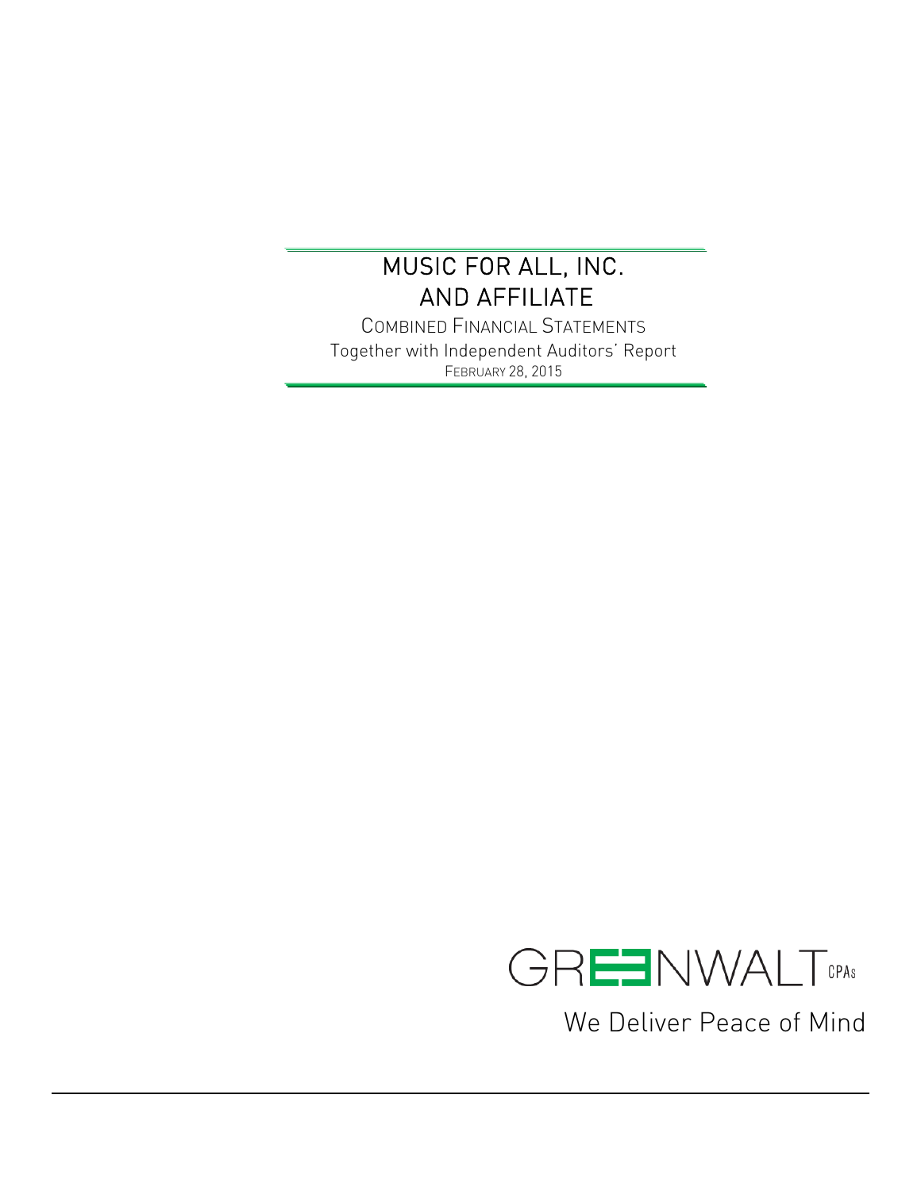# MUSIC FOR ALL, INC.
# AND AFFILIATE

COMBINED FINANCIAL STATEMENTS

Together with Independent Auditors' Report

FEBRUARY 28, 2015

GREENWALT CPAs

We Deliver Peace of Mind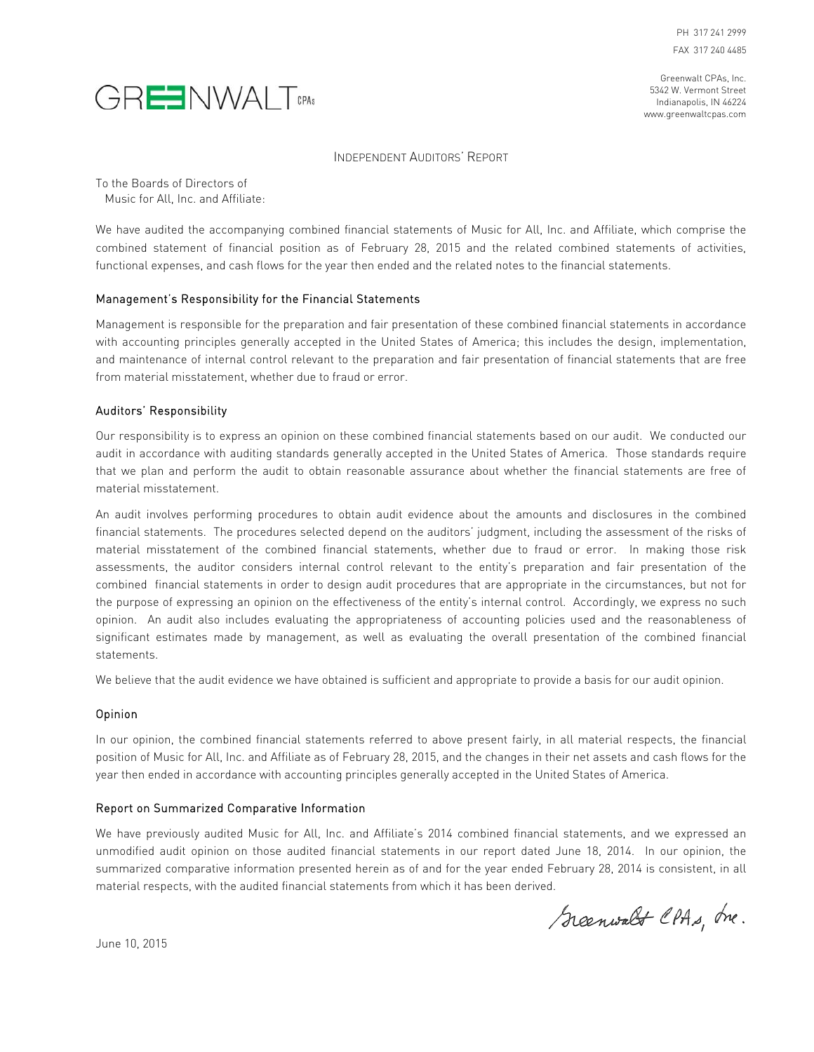PH 317 241 2999
FAX 317 240 4485

GREENWALT CPAs

Greenwalt CPAs, Inc.
5342 W. Vermont Street
Indianapolis, IN 46224
www.greenwaltcpas.com

# Independent Auditors' Report

To the Boards of Directors of
Music for All, Inc. and Affiliate:

We have audited the accompanying combined financial statements of Music for All, Inc. and Affiliate, which comprise the combined statement of financial position as of February 28, 2015 and the related combined statements of activities, functional expenses, and cash flows for the year then ended and the related notes to the financial statements.

## Management's Responsibility for the Financial Statements

Management is responsible for the preparation and fair presentation of these combined financial statements in accordance with accounting principles generally accepted in the United States of America; this includes the design, implementation, and maintenance of internal control relevant to the preparation and fair presentation of financial statements that are free from material misstatement, whether due to fraud or error.

## Auditors' Responsibility

Our responsibility is to express an opinion on these combined financial statements based on our audit. We conducted our audit in accordance with auditing standards generally accepted in the United States of America. Those standards require that we plan and perform the audit to obtain reasonable assurance about whether the financial statements are free of material misstatement.

An audit involves performing procedures to obtain audit evidence about the amounts and disclosures in the combined financial statements. The procedures selected depend on the auditors' judgment, including the assessment of the risks of material misstatement of the combined financial statements, whether due to fraud or error. In making those risk assessments, the auditor considers internal control relevant to the entity's preparation and fair presentation of the combined financial statements in order to design audit procedures that are appropriate in the circumstances, but not for the purpose of expressing an opinion on the effectiveness of the entity's internal control. Accordingly, we express no such opinion. An audit also includes evaluating the appropriateness of accounting policies used and the reasonableness of significant estimates made by management, as well as evaluating the overall presentation of the combined financial statements.

We believe that the audit evidence we have obtained is sufficient and appropriate to provide a basis for our audit opinion.

## Opinion

In our opinion, the combined financial statements referred to above present fairly, in all material respects, the financial position of Music for All, Inc. and Affiliate as of February 28, 2015, and the changes in their net assets and cash flows for the year then ended in accordance with accounting principles generally accepted in the United States of America.

## Report on Summarized Comparative Information

We have previously audited Music for All, Inc. and Affiliate's 2014 combined financial statements, and we expressed an unmodified audit opinion on those audited financial statements in our report dated June 18, 2014. In our opinion, the summarized comparative information presented herein as of and for the year ended February 28, 2014 is consistent, in all material respects, with the audited financial statements from which it has been derived.

Greenwalt CPAs, Inc.

June 10, 2015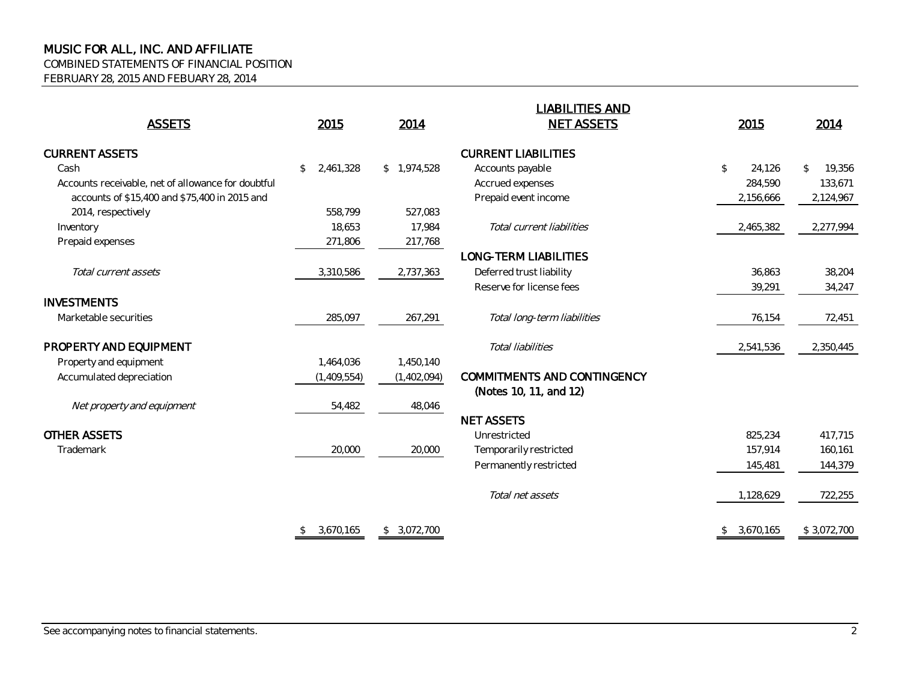# MUSIC FOR ALL, INC. AND AFFILIATE

COMBINED STATEMENTS OF FINANCIAL POSITION

FEBRUARY 28, 2015 AND FEBUARY 28, 2014

| ASSETS | 2015 | 2014 |
|---|---|---|
| **CURRENT ASSETS** | | |
| Cash | $ 2,461,328 | $ 1,974,528 |
| Accounts receivable, net of allowance for doubtful accounts of $15,400 and $75,400 in 2015 and 2014, respectively | 558,799 | 527,083 |
| Inventory | 18,653 | 17,984 |
| Prepaid expenses | 271,806 | 217,768 |
| *Total current assets* | 3,310,586 | 2,737,363 |
| **INVESTMENTS** | | |
| Marketable securities | 285,097 | 267,291 |
| **PROPERTY AND EQUIPMENT** | | |
| Property and equipment | 1,464,036 | 1,450,140 |
| Accumulated depreciation | (1,409,554) | (1,402,094) |
| *Net property and equipment* | 54,482 | 48,046 |
| **OTHER ASSETS** | | |
| Trademark | 20,000 | 20,000 |
| | $ 3,670,165 | $ 3,072,700 |

| LIABILITIES AND NET ASSETS | 2015 | 2014 |
|---|---|---|
| **CURRENT LIABILITIES** | | |
| Accounts payable | $ 24,126 | $ 19,356 |
| Accrued expenses | 284,590 | 133,671 |
| Prepaid event income | 2,156,666 | 2,124,967 |
| *Total current liabilities* | 2,465,382 | 2,277,994 |
| **LONG-TERM LIABILITIES** | | |
| Deferred trust liability | 36,863 | 38,204 |
| Reserve for license fees | 39,291 | 34,247 |
| *Total long-term liabilities* | 76,154 | 72,451 |
| *Total liabilities* | 2,541,536 | 2,350,445 |
| **COMMITMENTS AND CONTINGENCY (Notes 10, 11, and 12)** | | |
| **NET ASSETS** | | |
| Unrestricted | 825,234 | 417,715 |
| Temporarily restricted | 157,914 | 160,161 |
| Permanently restricted | 145,481 | 144,379 |
| *Total net assets* | 1,128,629 | 722,255 |
| | $ 3,670,165 | $ 3,072,700 |

See accompanying notes to financial statements.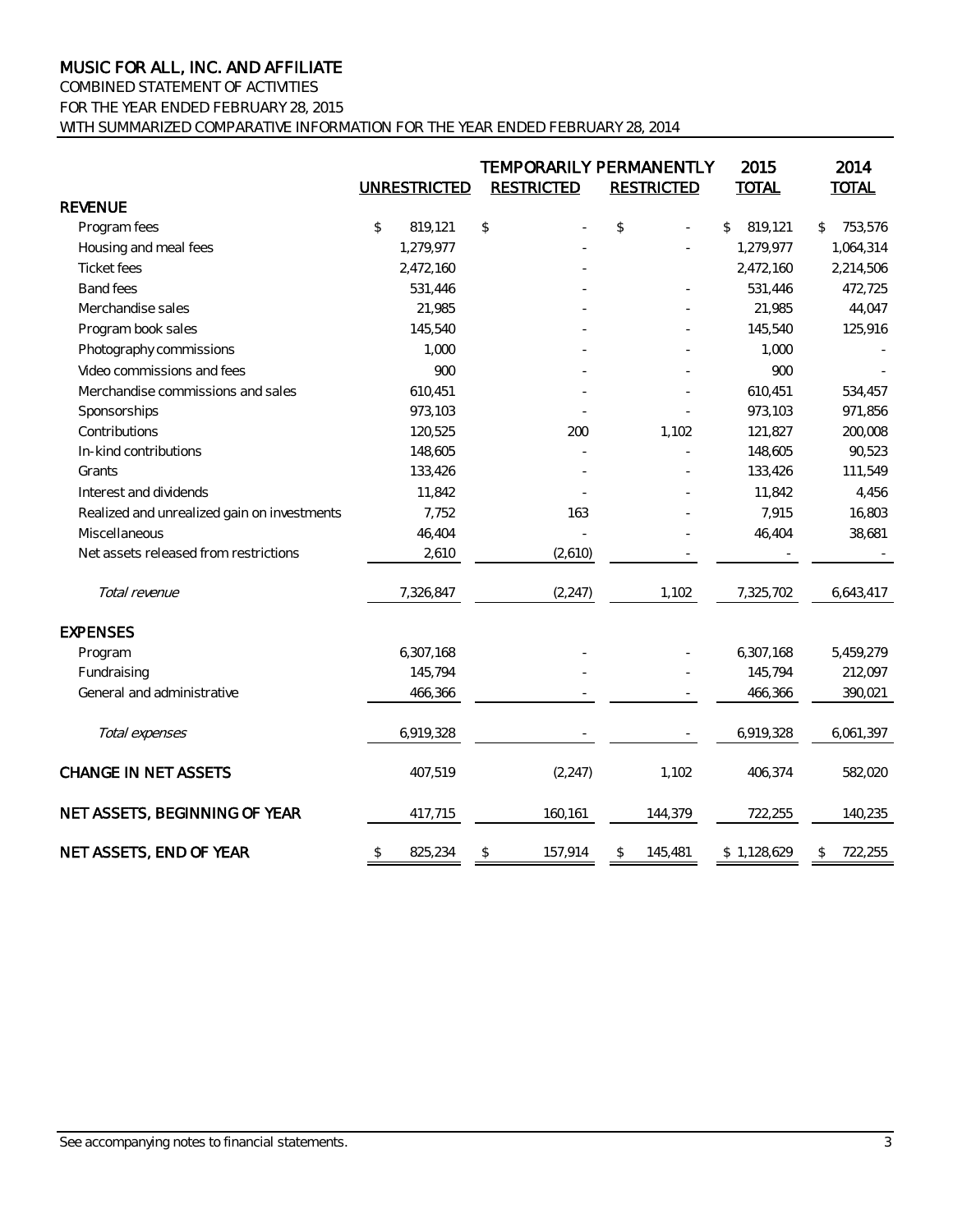# MUSIC FOR ALL, INC. AND AFFILIATE

COMBINED STATEMENT OF ACTIVITIES

FOR THE YEAR ENDED FEBRUARY 28, 2015

WITH SUMMARIZED COMPARATIVE INFORMATION FOR THE YEAR ENDED FEBRUARY 28, 2014

| | UNRESTRICTED | TEMPORARILY RESTRICTED | PERMANENTLY RESTRICTED | 2015 TOTAL | 2014 TOTAL |
|---|---|---|---|---|---|
| **REVENUE** | | | | | |
| Program fees | $ 819,121 | $ - | $ - | $ 819,121 | $ 753,576 |
| Housing and meal fees | 1,279,977 | - | - | 1,279,977 | 1,064,314 |
| Ticket fees | 2,472,160 | - | | 2,472,160 | 2,214,506 |
| Band fees | 531,446 | - | - | 531,446 | 472,725 |
| Merchandise sales | 21,985 | - | - | 21,985 | 44,047 |
| Program book sales | 145,540 | - | - | 145,540 | 125,916 |
| Photography commissions | 1,000 | - | - | 1,000 | - |
| Video commissions and fees | 900 | - | - | 900 | - |
| Merchandise commissions and sales | 610,451 | - | - | 610,451 | 534,457 |
| Sponsorships | 973,103 | - | - | 973,103 | 971,856 |
| Contributions | 120,525 | 200 | 1,102 | 121,827 | 200,008 |
| In-kind contributions | 148,605 | - | - | 148,605 | 90,523 |
| Grants | 133,426 | - | - | 133,426 | 111,549 |
| Interest and dividends | 11,842 | - | - | 11,842 | 4,456 |
| Realized and unrealized gain on investments | 7,752 | 163 | - | 7,915 | 16,803 |
| Miscellaneous | 46,404 | - | - | 46,404 | 38,681 |
| Net assets released from restrictions | 2,610 | (2,610) | - | - | - |
| *Total revenue* | 7,326,847 | (2,247) | 1,102 | 7,325,702 | 6,643,417 |
| **EXPENSES** | | | | | |
| Program | 6,307,168 | - | - | 6,307,168 | 5,459,279 |
| Fundraising | 145,794 | - | - | 145,794 | 212,097 |
| General and administrative | 466,366 | - | - | 466,366 | 390,021 |
| *Total expenses* | 6,919,328 | - | - | 6,919,328 | 6,061,397 |
| **CHANGE IN NET ASSETS** | 407,519 | (2,247) | 1,102 | 406,374 | 582,020 |
| **NET ASSETS, BEGINNING OF YEAR** | 417,715 | 160,161 | 144,379 | 722,255 | 140,235 |
| **NET ASSETS, END OF YEAR** | $ 825,234 | $ 157,914 | $ 145,481 | $ 1,128,629 | $ 722,255 |

See accompanying notes to financial statements.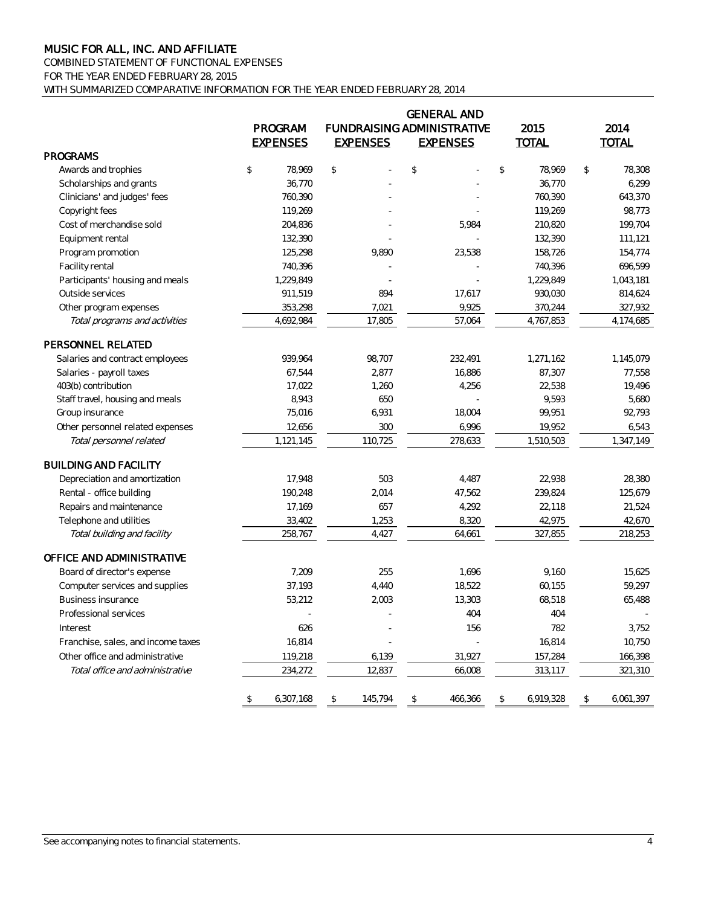# MUSIC FOR ALL, INC. AND AFFILIATE

COMBINED STATEMENT OF FUNCTIONAL EXPENSES
FOR THE YEAR ENDED FEBRUARY 28, 2015
WITH SUMMARIZED COMPARATIVE INFORMATION FOR THE YEAR ENDED FEBRUARY 28, 2014

| | PROGRAM EXPENSES | FUNDRAISING EXPENSES | GENERAL AND ADMINISTRATIVE EXPENSES | 2015 TOTAL | 2014 TOTAL |
|---|---|---|---|---|---|
| **PROGRAMS** | | | | | |
| Awards and trophies | $ 78,969 | $ - | $ - | $ 78,969 | $ 78,308 |
| Scholarships and grants | 36,770 | - | - | 36,770 | 6,299 |
| Clinicians' and judges' fees | 760,390 | - | - | 760,390 | 643,370 |
| Copyright fees | 119,269 | - | - | 119,269 | 98,773 |
| Cost of merchandise sold | 204,836 | - | 5,984 | 210,820 | 199,704 |
| Equipment rental | 132,390 | - | - | 132,390 | 111,121 |
| Program promotion | 125,298 | 9,890 | 23,538 | 158,726 | 154,774 |
| Facility rental | 740,396 | - | - | 740,396 | 696,599 |
| Participants' housing and meals | 1,229,849 | - | - | 1,229,849 | 1,043,181 |
| Outside services | 911,519 | 894 | 17,617 | 930,030 | 814,624 |
| Other program expenses | 353,298 | 7,021 | 9,925 | 370,244 | 327,932 |
| *Total programs and activities* | 4,692,984 | 17,805 | 57,064 | 4,767,853 | 4,174,685 |
| **PERSONNEL RELATED** | | | | | |
| Salaries and contract employees | 939,964 | 98,707 | 232,491 | 1,271,162 | 1,145,079 |
| Salaries - payroll taxes | 67,544 | 2,877 | 16,886 | 87,307 | 77,558 |
| 403(b) contribution | 17,022 | 1,260 | 4,256 | 22,538 | 19,496 |
| Staff travel, housing and meals | 8,943 | 650 | - | 9,593 | 5,680 |
| Group insurance | 75,016 | 6,931 | 18,004 | 99,951 | 92,793 |
| Other personnel related expenses | 12,656 | 300 | 6,996 | 19,952 | 6,543 |
| *Total personnel related* | 1,121,145 | 110,725 | 278,633 | 1,510,503 | 1,347,149 |
| **BUILDING AND FACILITY** | | | | | |
| Depreciation and amortization | 17,948 | 503 | 4,487 | 22,938 | 28,380 |
| Rental - office building | 190,248 | 2,014 | 47,562 | 239,824 | 125,679 |
| Repairs and maintenance | 17,169 | 657 | 4,292 | 22,118 | 21,524 |
| Telephone and utilities | 33,402 | 1,253 | 8,320 | 42,975 | 42,670 |
| *Total building and facility* | 258,767 | 4,427 | 64,661 | 327,855 | 218,253 |
| **OFFICE AND ADMINISTRATIVE** | | | | | |
| Board of director's expense | 7,209 | 255 | 1,696 | 9,160 | 15,625 |
| Computer services and supplies | 37,193 | 4,440 | 18,522 | 60,155 | 59,297 |
| Business insurance | 53,212 | 2,003 | 13,303 | 68,518 | 65,488 |
| Professional services | - | - | 404 | 404 | - |
| Interest | 626 | - | 156 | 782 | 3,752 |
| Franchise, sales, and income taxes | 16,814 | - | - | 16,814 | 10,750 |
| Other office and administrative | 119,218 | 6,139 | 31,927 | 157,284 | 166,398 |
| *Total office and administrative* | 234,272 | 12,837 | 66,008 | 313,117 | 321,310 |
| | $ 6,307,168 | $ 145,794 | $ 466,366 | $ 6,919,328 | $ 6,061,397 |

See accompanying notes to financial statements.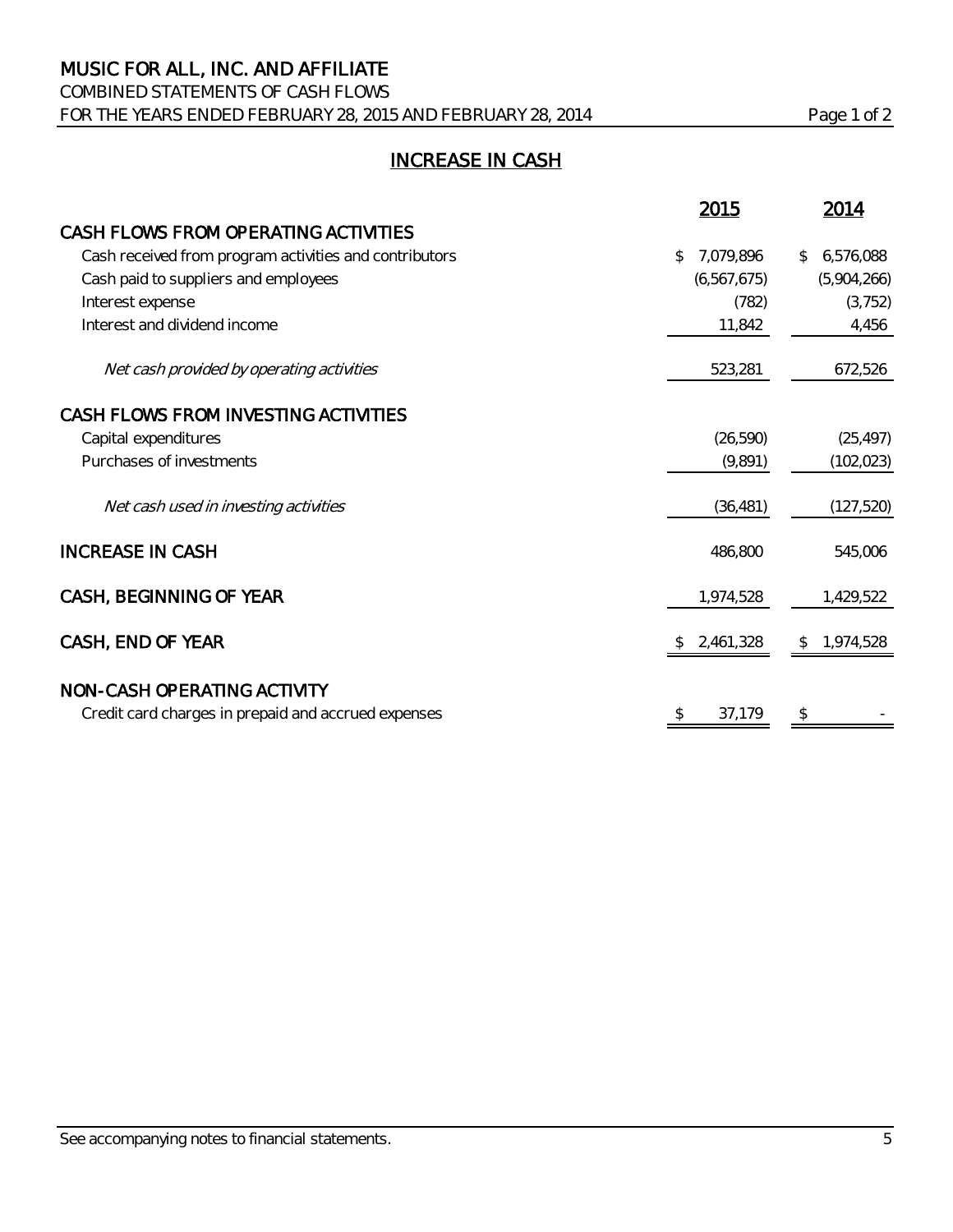# MUSIC FOR ALL, INC. AND AFFILIATE

COMBINED STATEMENTS OF CASH FLOWS

FOR THE YEARS ENDED FEBRUARY 28, 2015 AND FEBRUARY 28, 2014

## INCREASE IN CASH

| | 2015 | 2014 |
|---|---|---|
| **CASH FLOWS FROM OPERATING ACTIVITIES** | | |
| Cash received from program activities and contributors | $ 7,079,896 | $ 6,576,088 |
| Cash paid to suppliers and employees | (6,567,675) | (5,904,266) |
| Interest expense | (782) | (3,752) |
| Interest and dividend income | 11,842 | 4,456 |
| *Net cash provided by operating activities* | 523,281 | 672,526 |
| **CASH FLOWS FROM INVESTING ACTIVITIES** | | |
| Capital expenditures | (26,590) | (25,497) |
| Purchases of investments | (9,891) | (102,023) |
| *Net cash used in investing activities* | (36,481) | (127,520) |
| **INCREASE IN CASH** | 486,800 | 545,006 |
| **CASH, BEGINNING OF YEAR** | 1,974,528 | 1,429,522 |
| **CASH, END OF YEAR** | $ 2,461,328 | $ 1,974,528 |
| **NON-CASH OPERATING ACTIVITY** | | |
| Credit card charges in prepaid and accrued expenses | $ 37,179 | $ - |

See accompanying notes to financial statements.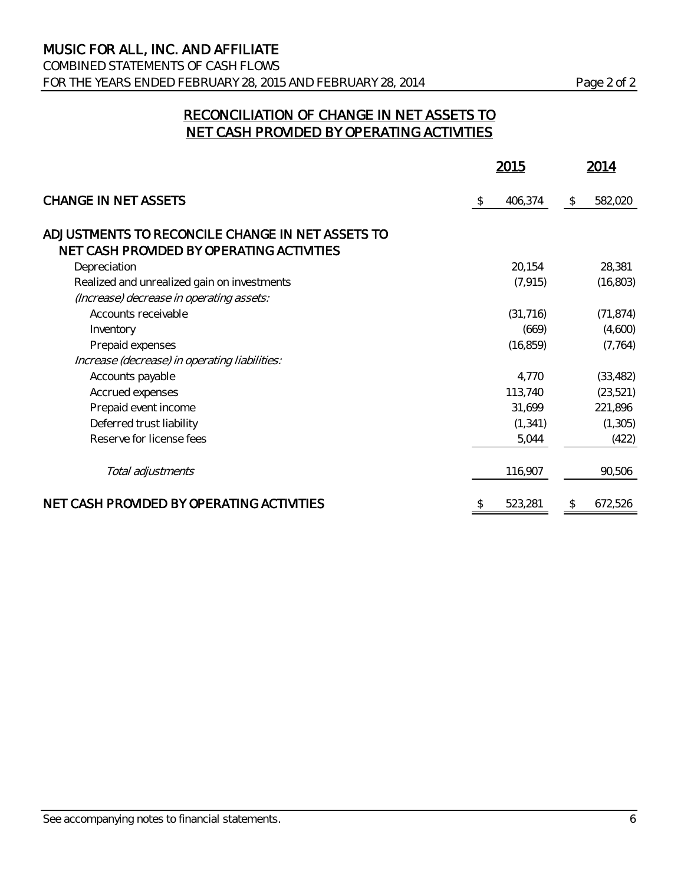# MUSIC FOR ALL, INC. AND AFFILIATE

COMBINED STATEMENTS OF CASH FLOWS

FOR THE YEARS ENDED FEBRUARY 28, 2015 AND FEBRUARY 28, 2014

## RECONCILIATION OF CHANGE IN NET ASSETS TO NET CASH PROVIDED BY OPERATING ACTIVITIES

| | 2015 | 2014 |
|---|---|---|
| CHANGE IN NET ASSETS | $ 406,374 | $ 582,020 |
| ADJUSTMENTS TO RECONCILE CHANGE IN NET ASSETS TO NET CASH PROVIDED BY OPERATING ACTIVITIES | | |
| Depreciation | 20,154 | 28,381 |
| Realized and unrealized gain on investments | (7,915) | (16,803) |
| *(Increase) decrease in operating assets:* | | |
| Accounts receivable | (31,716) | (71,874) |
| Inventory | (669) | (4,600) |
| Prepaid expenses | (16,859) | (7,764) |
| *Increase (decrease) in operating liabilities:* | | |
| Accounts payable | 4,770 | (33,482) |
| Accrued expenses | 113,740 | (23,521) |
| Prepaid event income | 31,699 | 221,896 |
| Deferred trust liability | (1,341) | (1,305) |
| Reserve for license fees | 5,044 | (422) |
| *Total adjustments* | 116,907 | 90,506 |
| NET CASH PROVIDED BY OPERATING ACTIVITIES | $ 523,281 | $ 672,526 |

See accompanying notes to financial statements.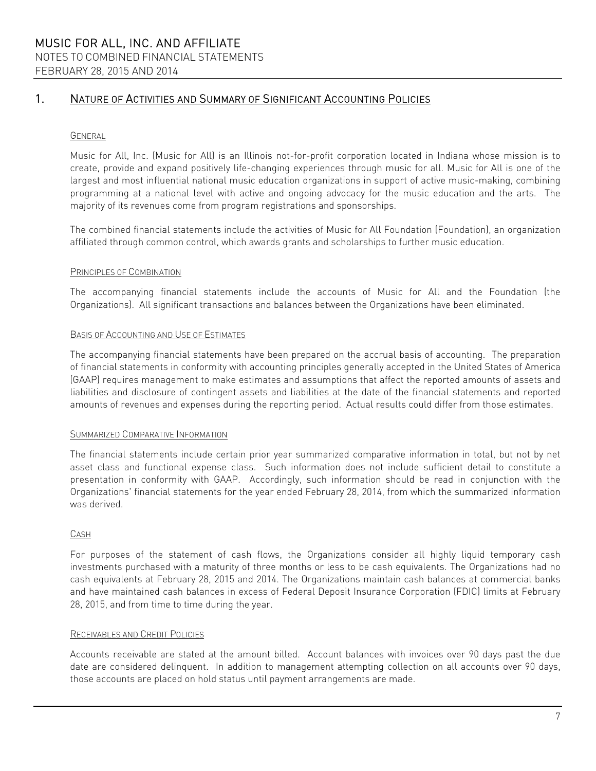# MUSIC FOR ALL, INC. AND AFFILIATE
NOTES TO COMBINED FINANCIAL STATEMENTS
FEBRUARY 28, 2015 AND 2014

## 1. Nature of Activities and Summary of Significant Accounting Policies

### General

Music for All, Inc. (Music for All) is an Illinois not-for-profit corporation located in Indiana whose mission is to create, provide and expand positively life-changing experiences through music for all. Music for All is one of the largest and most influential national music education organizations in support of active music-making, combining programming at a national level with active and ongoing advocacy for the music education and the arts. The majority of its revenues come from program registrations and sponsorships.

The combined financial statements include the activities of Music for All Foundation (Foundation), an organization affiliated through common control, which awards grants and scholarships to further music education.

### Principles of Combination

The accompanying financial statements include the accounts of Music for All and the Foundation (the Organizations). All significant transactions and balances between the Organizations have been eliminated.

### Basis of Accounting and Use of Estimates

The accompanying financial statements have been prepared on the accrual basis of accounting. The preparation of financial statements in conformity with accounting principles generally accepted in the United States of America (GAAP) requires management to make estimates and assumptions that affect the reported amounts of assets and liabilities and disclosure of contingent assets and liabilities at the date of the financial statements and reported amounts of revenues and expenses during the reporting period. Actual results could differ from those estimates.

### Summarized Comparative Information

The financial statements include certain prior year summarized comparative information in total, but not by net asset class and functional expense class. Such information does not include sufficient detail to constitute a presentation in conformity with GAAP. Accordingly, such information should be read in conjunction with the Organizations' financial statements for the year ended February 28, 2014, from which the summarized information was derived.

### Cash

For purposes of the statement of cash flows, the Organizations consider all highly liquid temporary cash investments purchased with a maturity of three months or less to be cash equivalents. The Organizations had no cash equivalents at February 28, 2015 and 2014. The Organizations maintain cash balances at commercial banks and have maintained cash balances in excess of Federal Deposit Insurance Corporation (FDIC) limits at February 28, 2015, and from time to time during the year.

### Receivables and Credit Policies

Accounts receivable are stated at the amount billed. Account balances with invoices over 90 days past the due date are considered delinquent. In addition to management attempting collection on all accounts over 90 days, those accounts are placed on hold status until payment arrangements are made.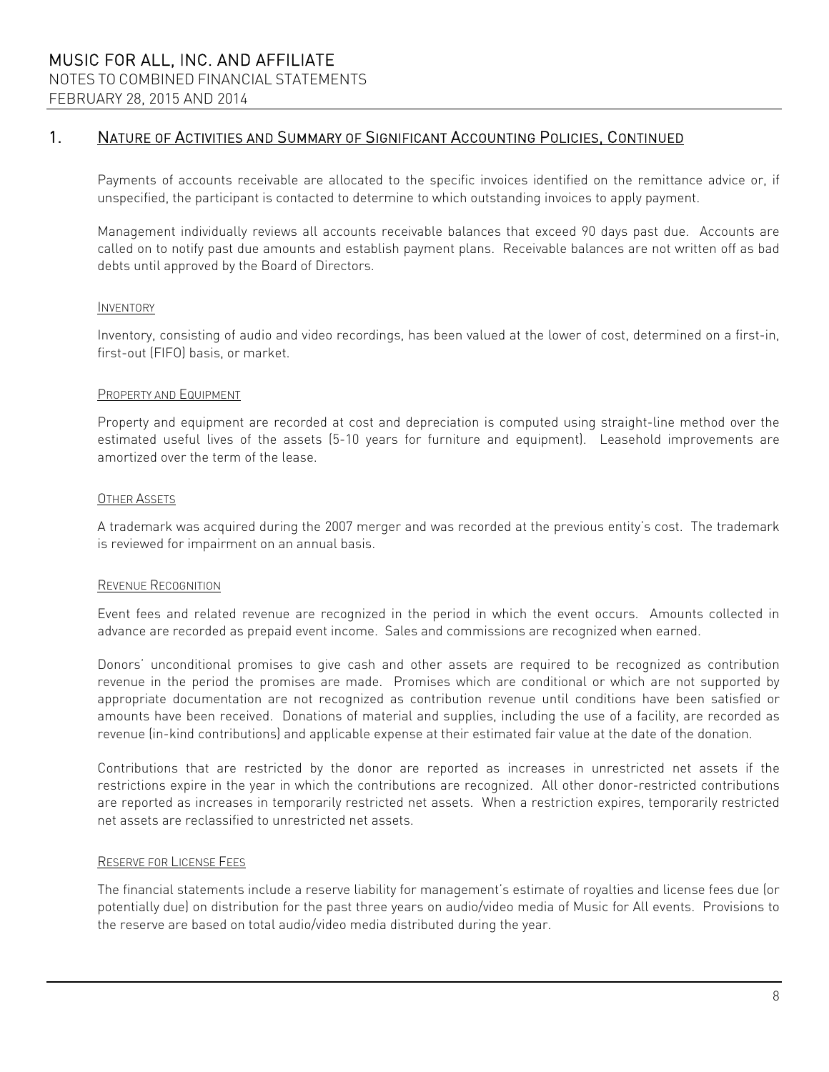## 1. Nature of Activities and Summary of Significant Accounting Policies, Continued

Payments of accounts receivable are allocated to the specific invoices identified on the remittance advice or, if unspecified, the participant is contacted to determine to which outstanding invoices to apply payment.

Management individually reviews all accounts receivable balances that exceed 90 days past due. Accounts are called on to notify past due amounts and establish payment plans. Receivable balances are not written off as bad debts until approved by the Board of Directors.

### Inventory

Inventory, consisting of audio and video recordings, has been valued at the lower of cost, determined on a first-in, first-out (FIFO) basis, or market.

### Property and Equipment

Property and equipment are recorded at cost and depreciation is computed using straight-line method over the estimated useful lives of the assets (5-10 years for furniture and equipment). Leasehold improvements are amortized over the term of the lease.

### Other Assets

A trademark was acquired during the 2007 merger and was recorded at the previous entity's cost. The trademark is reviewed for impairment on an annual basis.

### Revenue Recognition

Event fees and related revenue are recognized in the period in which the event occurs. Amounts collected in advance are recorded as prepaid event income. Sales and commissions are recognized when earned.

Donors' unconditional promises to give cash and other assets are required to be recognized as contribution revenue in the period the promises are made. Promises which are conditional or which are not supported by appropriate documentation are not recognized as contribution revenue until conditions have been satisfied or amounts have been received. Donations of material and supplies, including the use of a facility, are recorded as revenue (in-kind contributions) and applicable expense at their estimated fair value at the date of the donation.

Contributions that are restricted by the donor are reported as increases in unrestricted net assets if the restrictions expire in the year in which the contributions are recognized. All other donor-restricted contributions are reported as increases in temporarily restricted net assets. When a restriction expires, temporarily restricted net assets are reclassified to unrestricted net assets.

### Reserve for License Fees

The financial statements include a reserve liability for management's estimate of royalties and license fees due (or potentially due) on distribution for the past three years on audio/video media of Music for All events. Provisions to the reserve are based on total audio/video media distributed during the year.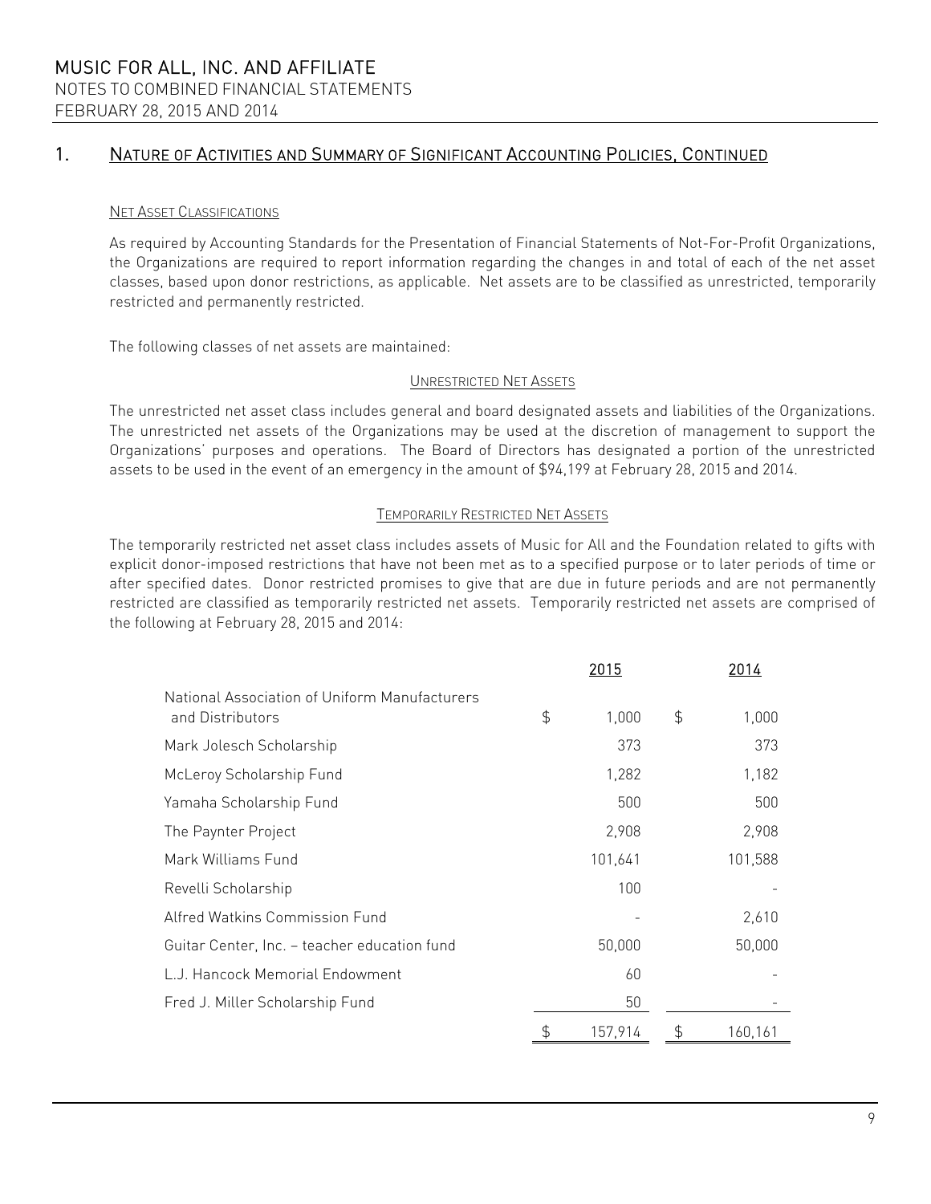## 1. Nature of Activities and Summary of Significant Accounting Policies, Continued

### Net Asset Classifications

As required by Accounting Standards for the Presentation of Financial Statements of Not-For-Profit Organizations, the Organizations are required to report information regarding the changes in and total of each of the net asset classes, based upon donor restrictions, as applicable. Net assets are to be classified as unrestricted, temporarily restricted and permanently restricted.

The following classes of net assets are maintained:

#### Unrestricted Net Assets

The unrestricted net asset class includes general and board designated assets and liabilities of the Organizations. The unrestricted net assets of the Organizations may be used at the discretion of management to support the Organizations' purposes and operations. The Board of Directors has designated a portion of the unrestricted assets to be used in the event of an emergency in the amount of $94,199 at February 28, 2015 and 2014.

#### Temporarily Restricted Net Assets

The temporarily restricted net asset class includes assets of Music for All and the Foundation related to gifts with explicit donor-imposed restrictions that have not been met as to a specified purpose or to later periods of time or after specified dates. Donor restricted promises to give that are due in future periods and are not permanently restricted are classified as temporarily restricted net assets. Temporarily restricted net assets are comprised of the following at February 28, 2015 and 2014:

| | 2015 | 2014 |
|---|---|---|
| National Association of Uniform Manufacturers and Distributors | $ 1,000 | $ 1,000 |
| Mark Jolesch Scholarship | 373 | 373 |
| McLeroy Scholarship Fund | 1,282 | 1,182 |
| Yamaha Scholarship Fund | 500 | 500 |
| The Paynter Project | 2,908 | 2,908 |
| Mark Williams Fund | 101,641 | 101,588 |
| Revelli Scholarship | 100 | - |
| Alfred Watkins Commission Fund | - | 2,610 |
| Guitar Center, Inc. – teacher education fund | 50,000 | 50,000 |
| L.J. Hancock Memorial Endowment | 60 | - |
| Fred J. Miller Scholarship Fund | 50 | - |
| | $ 157,914 | $ 160,161 |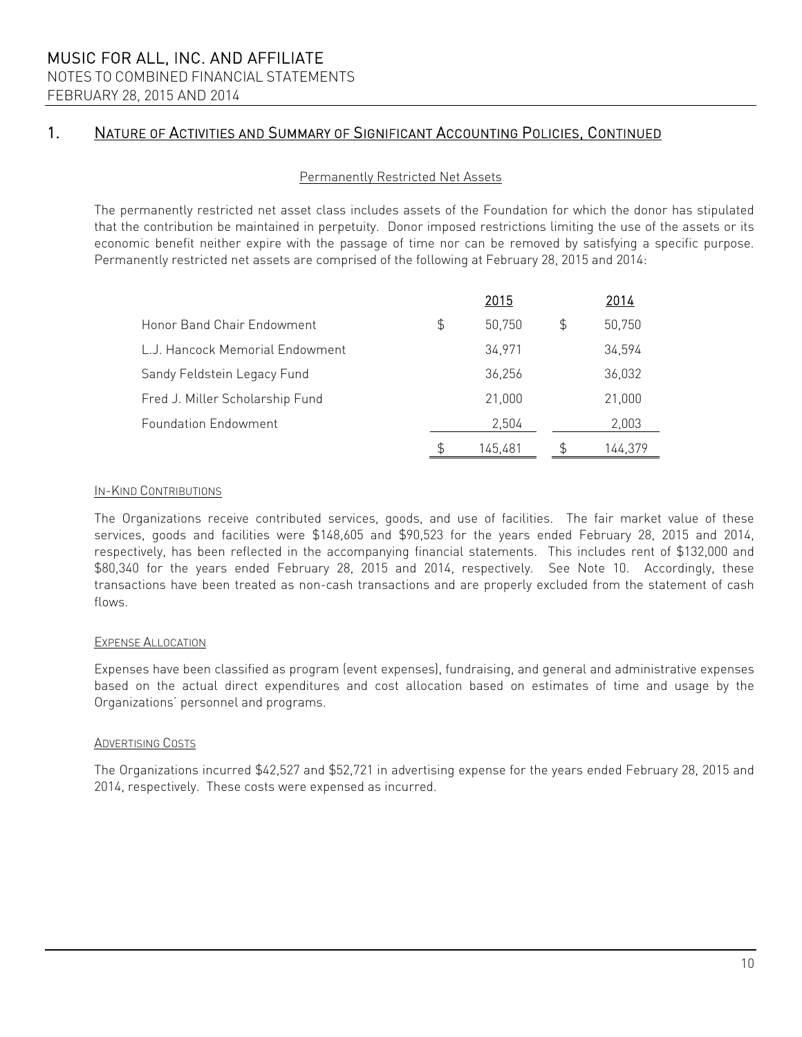## 1. NATURE OF ACTIVITIES AND SUMMARY OF SIGNIFICANT ACCOUNTING POLICIES, CONTINUED

### Permanently Restricted Net Assets

The permanently restricted net asset class includes assets of the Foundation for which the donor has stipulated that the contribution be maintained in perpetuity. Donor imposed restrictions limiting the use of the assets or its economic benefit neither expire with the passage of time nor can be removed by satisfying a specific purpose. Permanently restricted net assets are comprised of the following at February 28, 2015 and 2014:

| | 2015 | 2014 |
|---|---|---|
| Honor Band Chair Endowment | $ 50,750 | $ 50,750 |
| L.J. Hancock Memorial Endowment | 34,971 | 34,594 |
| Sandy Feldstein Legacy Fund | 36,256 | 36,032 |
| Fred J. Miller Scholarship Fund | 21,000 | 21,000 |
| Foundation Endowment | 2,504 | 2,003 |
| | $ 145,481 | $ 144,379 |

### IN-KIND CONTRIBUTIONS

The Organizations receive contributed services, goods, and use of facilities. The fair market value of these services, goods and facilities were $148,605 and $90,523 for the years ended February 28, 2015 and 2014, respectively, has been reflected in the accompanying financial statements. This includes rent of $132,000 and $80,340 for the years ended February 28, 2015 and 2014, respectively. See Note 10. Accordingly, these transactions have been treated as non-cash transactions and are properly excluded from the statement of cash flows.

### EXPENSE ALLOCATION

Expenses have been classified as program (event expenses), fundraising, and general and administrative expenses based on the actual direct expenditures and cost allocation based on estimates of time and usage by the Organizations' personnel and programs.

### ADVERTISING COSTS

The Organizations incurred $42,527 and $52,721 in advertising expense for the years ended February 28, 2015 and 2014, respectively. These costs were expensed as incurred.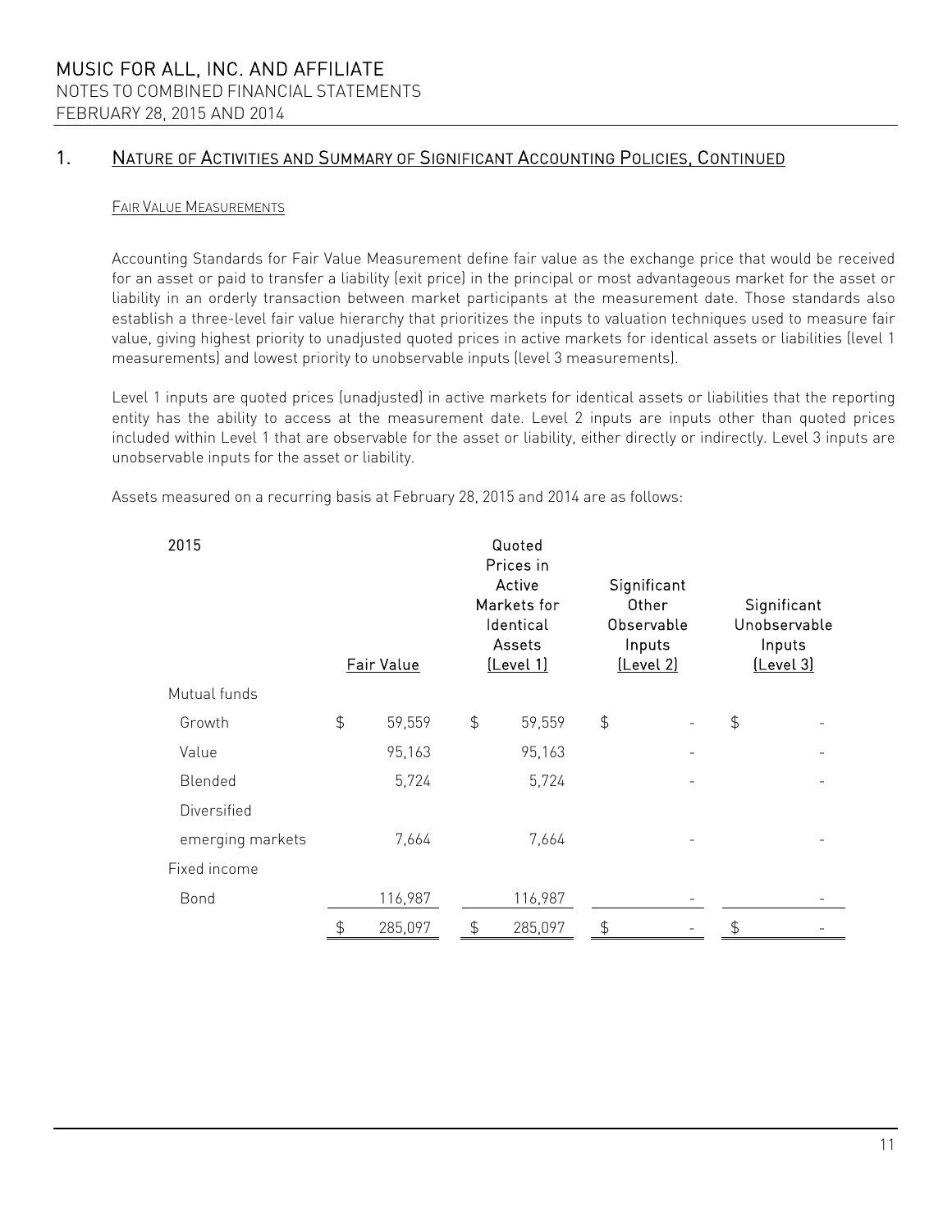## 1. Nature of Activities and Summary of Significant Accounting Policies, Continued

### Fair Value Measurements

Accounting Standards for Fair Value Measurement define fair value as the exchange price that would be received for an asset or paid to transfer a liability (exit price) in the principal or most advantageous market for the asset or liability in an orderly transaction between market participants at the measurement date. Those standards also establish a three-level fair value hierarchy that prioritizes the inputs to valuation techniques used to measure fair value, giving highest priority to unadjusted quoted prices in active markets for identical assets or liabilities (level 1 measurements) and lowest priority to unobservable inputs (level 3 measurements).

Level 1 inputs are quoted prices (unadjusted) in active markets for identical assets or liabilities that the reporting entity has the ability to access at the measurement date. Level 2 inputs are inputs other than quoted prices included within Level 1 that are observable for the asset or liability, either directly or indirectly. Level 3 inputs are unobservable inputs for the asset or liability.

Assets measured on a recurring basis at February 28, 2015 and 2014 are as follows:

| 2015 | Fair Value | Quoted Prices in Active Markets for Identical Assets (Level 1) | Significant Other Observable Inputs (Level 2) | Significant Unobservable Inputs (Level 3) |
|---|---|---|---|---|
| Mutual funds | | | | |
| Growth | $ 59,559 | $ 59,559 | $ - | $ - |
| Value | 95,163 | 95,163 | - | - |
| Blended | 5,724 | 5,724 | - | - |
| Diversified emerging markets | 7,664 | 7,664 | - | - |
| Fixed income | | | | |
| Bond | 116,987 | 116,987 | - | - |
| | $ 285,097 | $ 285,097 | $ - | $ - |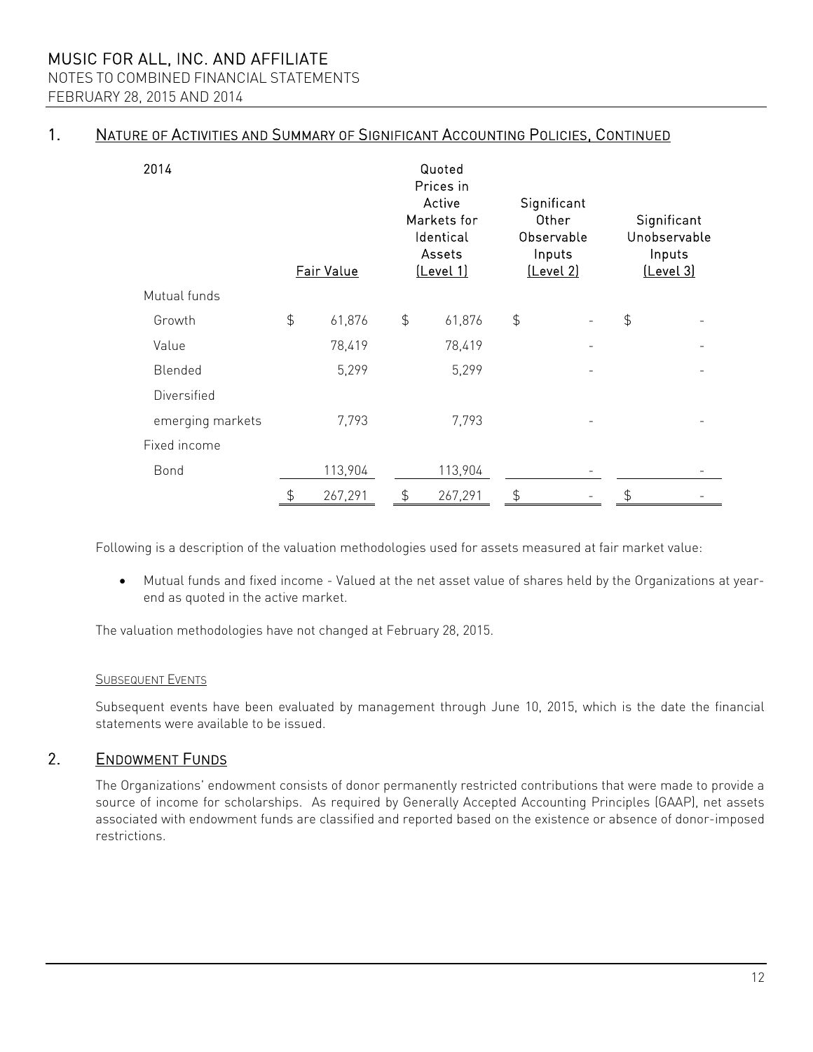## 1. Nature of Activities and Summary of Significant Accounting Policies, Continued

| 2014 | Fair Value | Quoted Prices in Active Markets for Identical Assets (Level 1) | Significant Other Observable Inputs (Level 2) | Significant Unobservable Inputs (Level 3) |
|---|---|---|---|---|
| Mutual funds | | | | |
| Growth | $ 61,876 | $ 61,876 | $ - | $ - |
| Value | 78,419 | 78,419 | - | - |
| Blended | 5,299 | 5,299 | - | - |
| Diversified emerging markets | 7,793 | 7,793 | - | - |
| Fixed income | | | | |
| Bond | 113,904 | 113,904 | - | - |
| | $ 267,291 | $ 267,291 | $ - | $ - |

Following is a description of the valuation methodologies used for assets measured at fair market value:

- Mutual funds and fixed income - Valued at the net asset value of shares held by the Organizations at year-end as quoted in the active market.

The valuation methodologies have not changed at February 28, 2015.

### Subsequent Events

Subsequent events have been evaluated by management through June 10, 2015, which is the date the financial statements were available to be issued.

## 2. Endowment Funds

The Organizations' endowment consists of donor permanently restricted contributions that were made to provide a source of income for scholarships. As required by Generally Accepted Accounting Principles (GAAP), net assets associated with endowment funds are classified and reported based on the existence or absence of donor-imposed restrictions.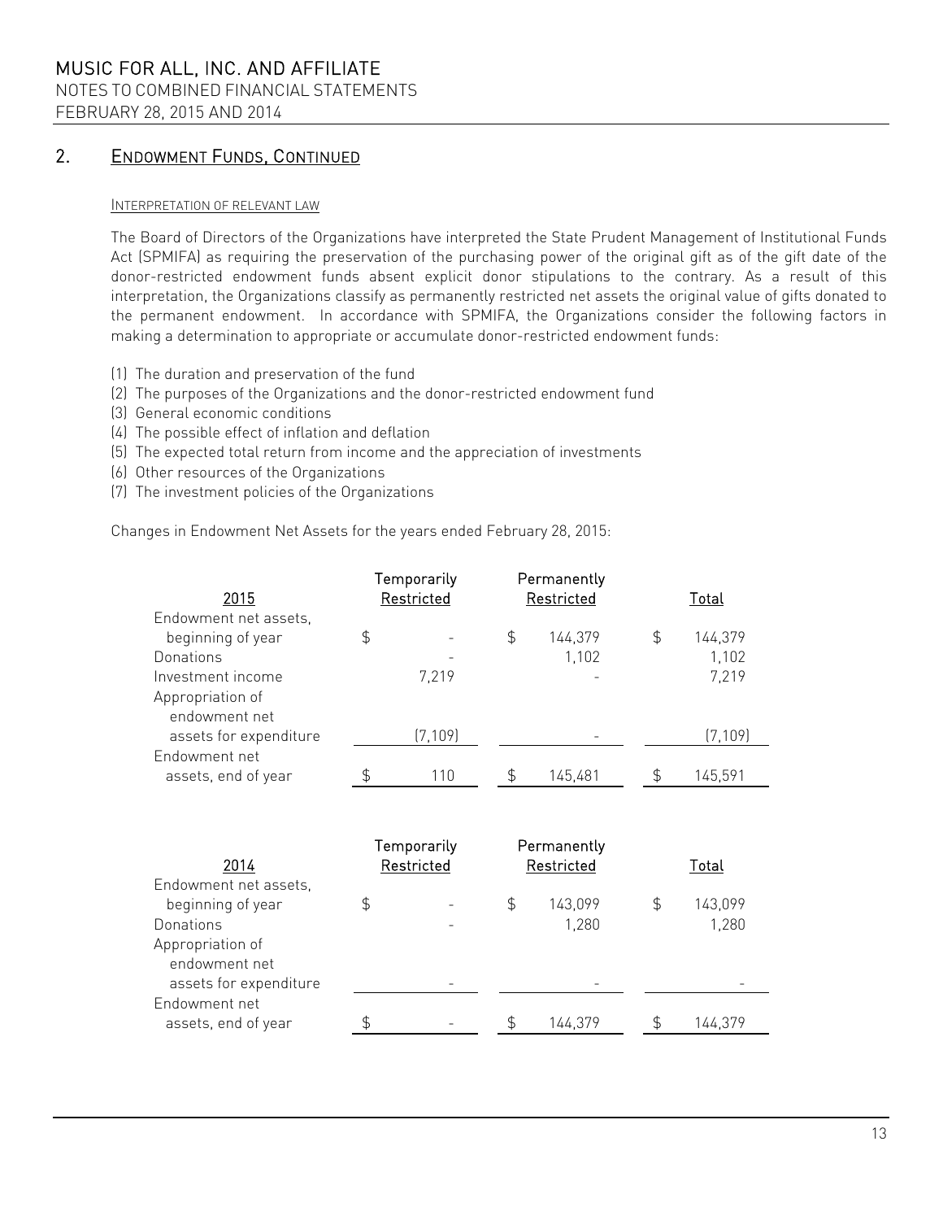## 2. ENDOWMENT FUNDS, CONTINUED

INTERPRETATION OF RELEVANT LAW

The Board of Directors of the Organizations have interpreted the State Prudent Management of Institutional Funds Act (SPMIFA) as requiring the preservation of the purchasing power of the original gift as of the gift date of the donor-restricted endowment funds absent explicit donor stipulations to the contrary. As a result of this interpretation, the Organizations classify as permanently restricted net assets the original value of gifts donated to the permanent endowment. In accordance with SPMIFA, the Organizations consider the following factors in making a determination to appropriate or accumulate donor-restricted endowment funds:

(1) The duration and preservation of the fund
(2) The purposes of the Organizations and the donor-restricted endowment fund
(3) General economic conditions
(4) The possible effect of inflation and deflation
(5) The expected total return from income and the appreciation of investments
(6) Other resources of the Organizations
(7) The investment policies of the Organizations

Changes in Endowment Net Assets for the years ended February 28, 2015:

| 2015 | Temporarily Restricted | Permanently Restricted | Total |
|---|---|---|---|
| Endowment net assets, beginning of year | $ - | $ 144,379 | $ 144,379 |
| Donations | - | 1,102 | 1,102 |
| Investment income | 7,219 | - | 7,219 |
| Appropriation of endowment net assets for expenditure | (7,109) | - | (7,109) |
| Endowment net assets, end of year | $ 110 | $ 145,481 | $ 145,591 |

| 2014 | Temporarily Restricted | Permanently Restricted | Total |
|---|---|---|---|
| Endowment net assets, beginning of year | $ - | $ 143,099 | $ 143,099 |
| Donations | - | 1,280 | 1,280 |
| Appropriation of endowment net assets for expenditure | - | - | - |
| Endowment net assets, end of year | $ - | $ 144,379 | $ 144,379 |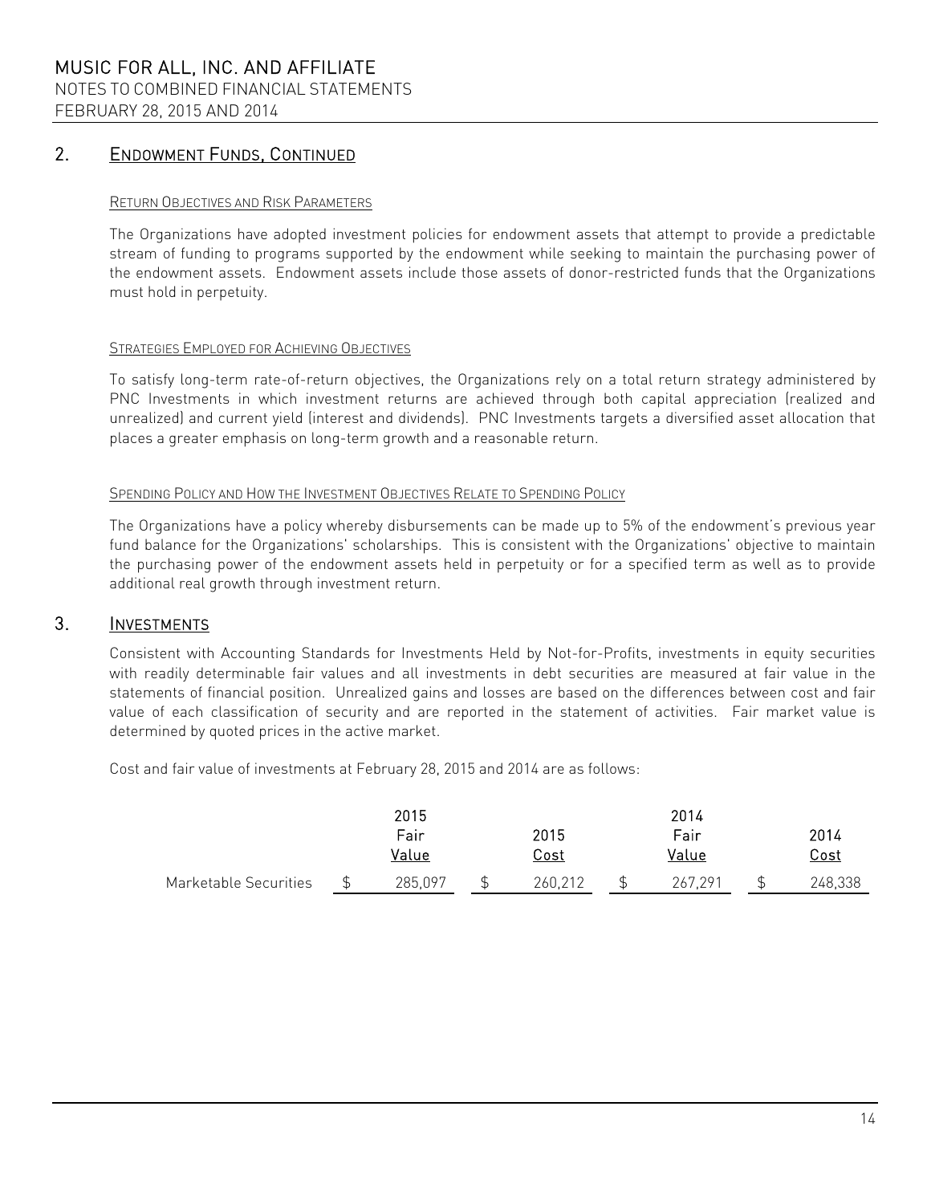## 2. ENDOWMENT FUNDS, CONTINUED

### RETURN OBJECTIVES AND RISK PARAMETERS

The Organizations have adopted investment policies for endowment assets that attempt to provide a predictable stream of funding to programs supported by the endowment while seeking to maintain the purchasing power of the endowment assets. Endowment assets include those assets of donor-restricted funds that the Organizations must hold in perpetuity.

### STRATEGIES EMPLOYED FOR ACHIEVING OBJECTIVES

To satisfy long-term rate-of-return objectives, the Organizations rely on a total return strategy administered by PNC Investments in which investment returns are achieved through both capital appreciation (realized and unrealized) and current yield (interest and dividends). PNC Investments targets a diversified asset allocation that places a greater emphasis on long-term growth and a reasonable return.

### SPENDING POLICY AND HOW THE INVESTMENT OBJECTIVES RELATE TO SPENDING POLICY

The Organizations have a policy whereby disbursements can be made up to 5% of the endowment's previous year fund balance for the Organizations' scholarships. This is consistent with the Organizations' objective to maintain the purchasing power of the endowment assets held in perpetuity or for a specified term as well as to provide additional real growth through investment return.

## 3. INVESTMENTS

Consistent with Accounting Standards for Investments Held by Not-for-Profits, investments in equity securities with readily determinable fair values and all investments in debt securities are measured at fair value in the statements of financial position. Unrealized gains and losses are based on the differences between cost and fair value of each classification of security and are reported in the statement of activities. Fair market value is determined by quoted prices in the active market.

Cost and fair value of investments at February 28, 2015 and 2014 are as follows:

| | 2015 Fair Value | 2015 Cost | 2014 Fair Value | 2014 Cost |
|---|---|---|---|---|
| Marketable Securities | $ 285,097 | $ 260,212 | $ 267,291 | $ 248,338 |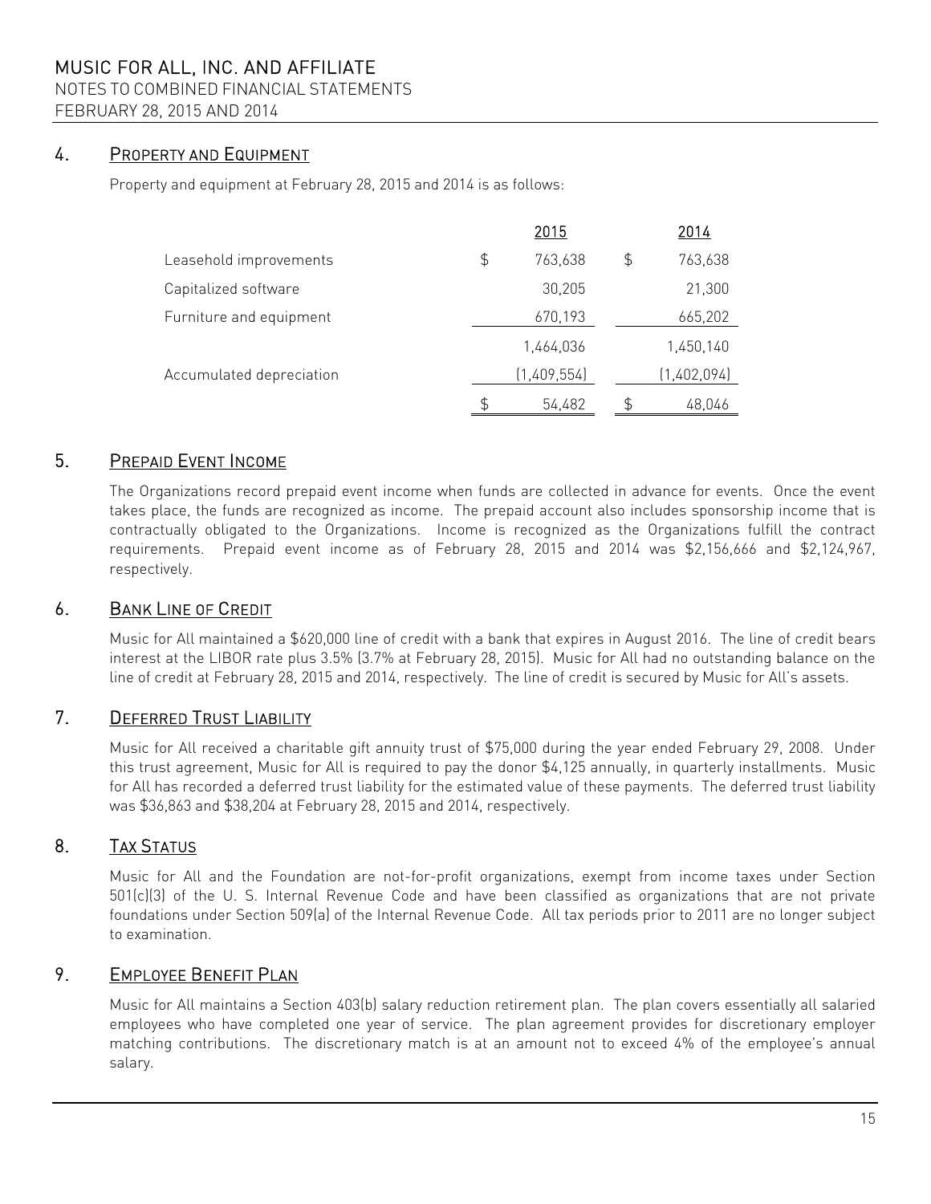## 4. PROPERTY AND EQUIPMENT

Property and equipment at February 28, 2015 and 2014 is as follows:

| | 2015 | 2014 |
|---|---|---|
| Leasehold improvements | $ 763,638 | $ 763,638 |
| Capitalized software | 30,205 | 21,300 |
| Furniture and equipment | 670,193 | 665,202 |
| | 1,464,036 | 1,450,140 |
| Accumulated depreciation | (1,409,554) | (1,402,094) |
| | $ 54,482 | $ 48,046 |

## 5. PREPAID EVENT INCOME

The Organizations record prepaid event income when funds are collected in advance for events. Once the event takes place, the funds are recognized as income. The prepaid account also includes sponsorship income that is contractually obligated to the Organizations. Income is recognized as the Organizations fulfill the contract requirements. Prepaid event income as of February 28, 2015 and 2014 was $2,156,666 and $2,124,967, respectively.

## 6. BANK LINE OF CREDIT

Music for All maintained a $620,000 line of credit with a bank that expires in August 2016. The line of credit bears interest at the LIBOR rate plus 3.5% (3.7% at February 28, 2015). Music for All had no outstanding balance on the line of credit at February 28, 2015 and 2014, respectively. The line of credit is secured by Music for All's assets.

## 7. DEFERRED TRUST LIABILITY

Music for All received a charitable gift annuity trust of $75,000 during the year ended February 29, 2008. Under this trust agreement, Music for All is required to pay the donor $4,125 annually, in quarterly installments. Music for All has recorded a deferred trust liability for the estimated value of these payments. The deferred trust liability was $36,863 and $38,204 at February 28, 2015 and 2014, respectively.

## 8. TAX STATUS

Music for All and the Foundation are not-for-profit organizations, exempt from income taxes under Section 501(c)(3) of the U. S. Internal Revenue Code and have been classified as organizations that are not private foundations under Section 509(a) of the Internal Revenue Code. All tax periods prior to 2011 are no longer subject to examination.

## 9. EMPLOYEE BENEFIT PLAN

Music for All maintains a Section 403(b) salary reduction retirement plan. The plan covers essentially all salaried employees who have completed one year of service. The plan agreement provides for discretionary employer matching contributions. The discretionary match is at an amount not to exceed 4% of the employee's annual salary.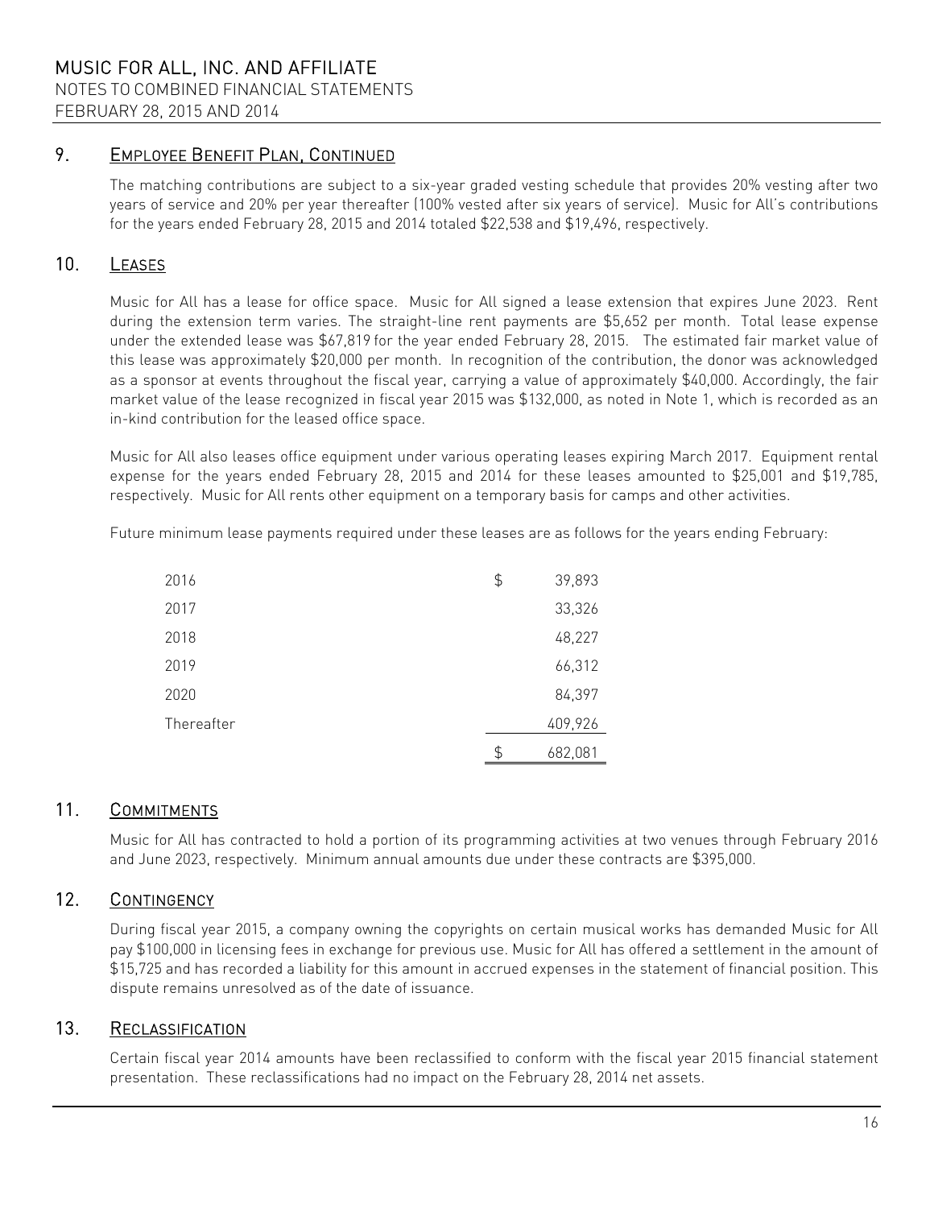## 9. Employee Benefit Plan, Continued

The matching contributions are subject to a six-year graded vesting schedule that provides 20% vesting after two years of service and 20% per year thereafter (100% vested after six years of service). Music for All's contributions for the years ended February 28, 2015 and 2014 totaled $22,538 and $19,496, respectively.

## 10. Leases

Music for All has a lease for office space. Music for All signed a lease extension that expires June 2023. Rent during the extension term varies. The straight-line rent payments are $5,652 per month. Total lease expense under the extended lease was $67,819 for the year ended February 28, 2015. The estimated fair market value of this lease was approximately $20,000 per month. In recognition of the contribution, the donor was acknowledged as a sponsor at events throughout the fiscal year, carrying a value of approximately $40,000. Accordingly, the fair market value of the lease recognized in fiscal year 2015 was $132,000, as noted in Note 1, which is recorded as an in-kind contribution for the leased office space.

Music for All also leases office equipment under various operating leases expiring March 2017. Equipment rental expense for the years ended February 28, 2015 and 2014 for these leases amounted to $25,001 and $19,785, respectively. Music for All rents other equipment on a temporary basis for camps and other activities.

Future minimum lease payments required under these leases are as follows for the years ending February:

| | |
|---|---|
| 2016 | $ 39,893 |
| 2017 | 33,326 |
| 2018 | 48,227 |
| 2019 | 66,312 |
| 2020 | 84,397 |
| Thereafter | 409,926 |
| | $ 682,081 |

## 11. Commitments

Music for All has contracted to hold a portion of its programming activities at two venues through February 2016 and June 2023, respectively. Minimum annual amounts due under these contracts are $395,000.

## 12. Contingency

During fiscal year 2015, a company owning the copyrights on certain musical works has demanded Music for All pay $100,000 in licensing fees in exchange for previous use. Music for All has offered a settlement in the amount of $15,725 and has recorded a liability for this amount in accrued expenses in the statement of financial position. This dispute remains unresolved as of the date of issuance.

## 13. Reclassification

Certain fiscal year 2014 amounts have been reclassified to conform with the fiscal year 2015 financial statement presentation. These reclassifications had no impact on the February 28, 2014 net assets.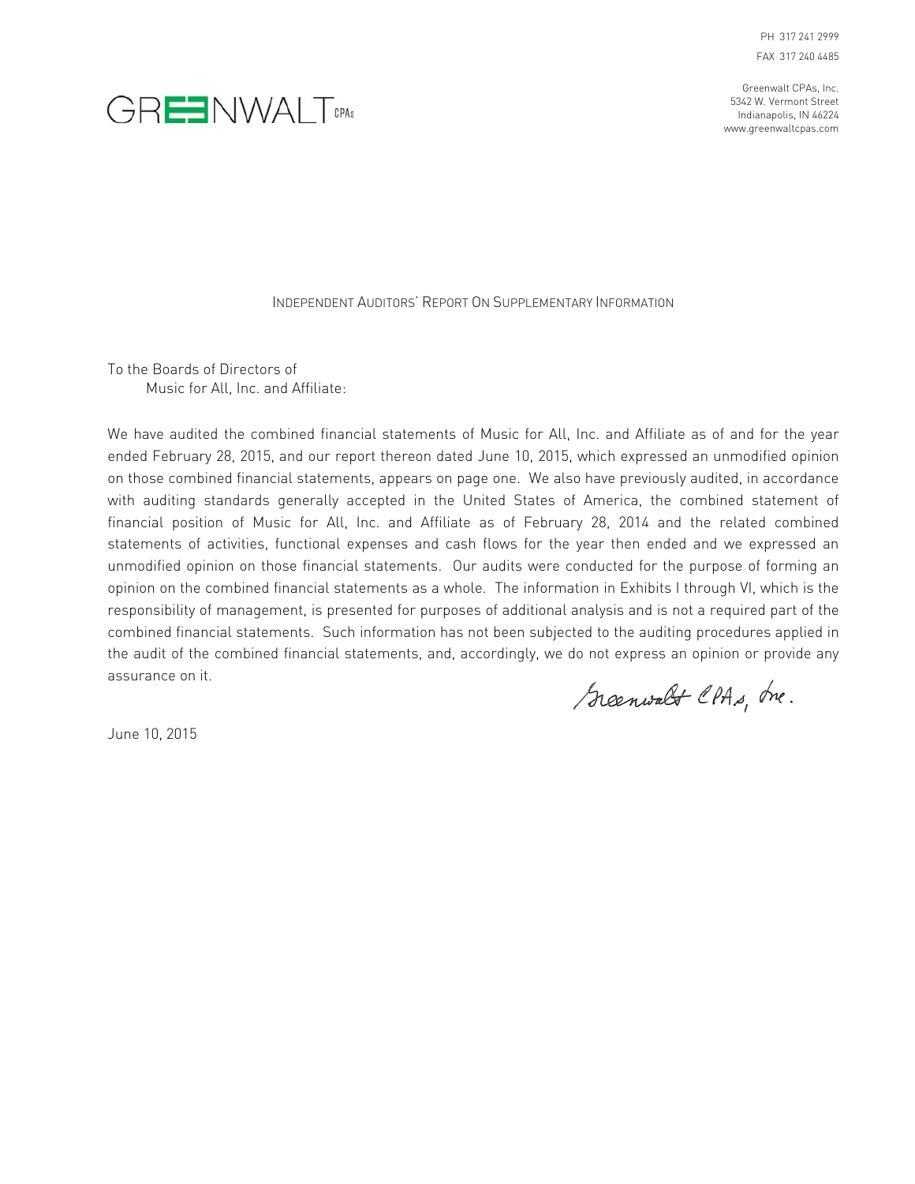PH 317 241 2999
FAX 317 240 4485

GREENWALT CPAs

Greenwalt CPAs, Inc.
5342 W. Vermont Street
Indianapolis, IN 46224
www.greenwaltcpas.com

## Independent Auditors' Report On Supplementary Information

To the Boards of Directors of
Music for All, Inc. and Affiliate:

We have audited the combined financial statements of Music for All, Inc. and Affiliate as of and for the year ended February 28, 2015, and our report thereon dated June 10, 2015, which expressed an unmodified opinion on those combined financial statements, appears on page one. We also have previously audited, in accordance with auditing standards generally accepted in the United States of America, the combined statement of financial position of Music for All, Inc. and Affiliate as of February 28, 2014 and the related combined statements of activities, functional expenses and cash flows for the year then ended and we expressed an unmodified opinion on those financial statements. Our audits were conducted for the purpose of forming an opinion on the combined financial statements as a whole. The information in Exhibits I through VI, which is the responsibility of management, is presented for purposes of additional analysis and is not a required part of the combined financial statements. Such information has not been subjected to the auditing procedures applied in the audit of the combined financial statements, and, accordingly, we do not express an opinion or provide any assurance on it.

Greenwalt CPAs, Inc.

June 10, 2015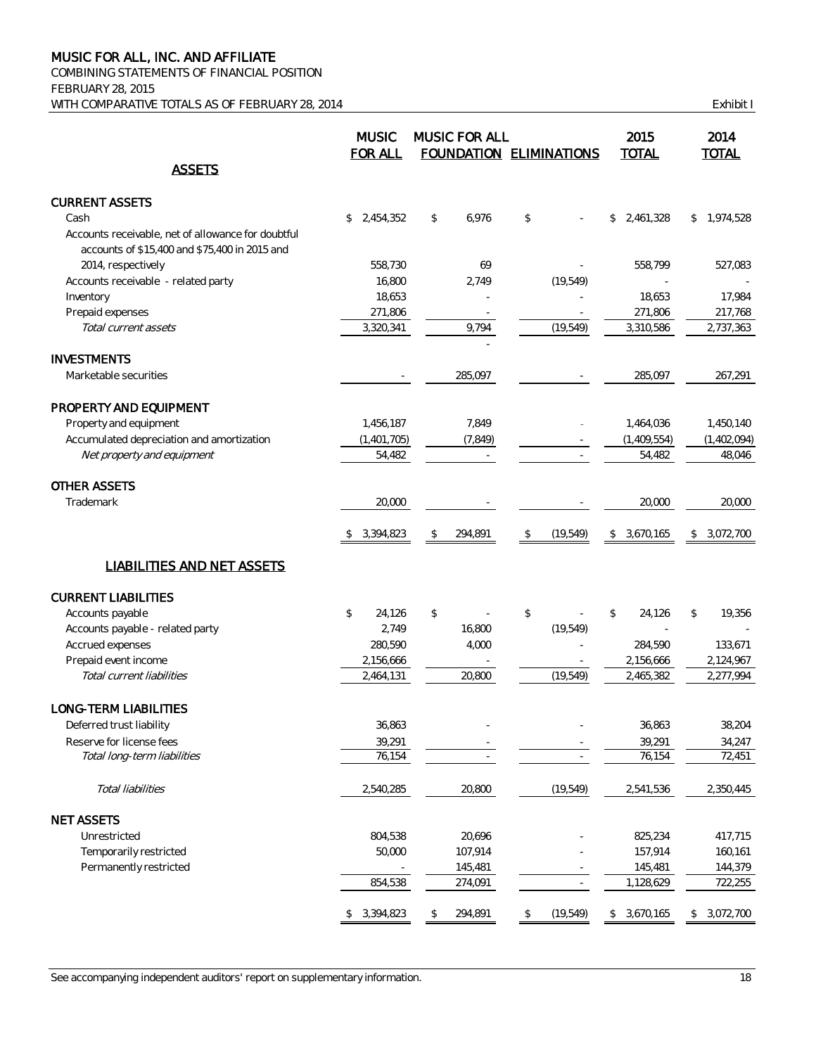# MUSIC FOR ALL, INC. AND AFFILIATE

COMBINING STATEMENTS OF FINANCIAL POSITION
FEBRUARY 28, 2015
WITH COMPARATIVE TOTALS AS OF FEBRUARY 28, 2014

Exhibit I

| | MUSIC FOR ALL | MUSIC FOR ALL FOUNDATION | ELIMINATIONS | 2015 TOTAL | 2014 TOTAL |
|---|---|---|---|---|---|
| **ASSETS** | | | | | |
| **CURRENT ASSETS** | | | | | |
| Cash | $ 2,454,352 | $ 6,976 | $ - | $ 2,461,328 | $ 1,974,528 |
| Accounts receivable, net of allowance for doubtful accounts of $15,400 and $75,400 in 2015 and 2014, respectively | 558,730 | 69 | - | 558,799 | 527,083 |
| Accounts receivable - related party | 16,800 | 2,749 | (19,549) | - | - |
| Inventory | 18,653 | - | - | 18,653 | 17,984 |
| Prepaid expenses | 271,806 | - | - | 271,806 | 217,768 |
| *Total current assets* | 3,320,341 | 9,794 | (19,549) | 3,310,586 | 2,737,363 |
| **INVESTMENTS** | | | | | |
| Marketable securities | - | 285,097 | - | 285,097 | 267,291 |
| **PROPERTY AND EQUIPMENT** | | | | | |
| Property and equipment | 1,456,187 | 7,849 | - | 1,464,036 | 1,450,140 |
| Accumulated depreciation and amortization | (1,401,705) | (7,849) | - | (1,409,554) | (1,402,094) |
| *Net property and equipment* | 54,482 | - | - | 54,482 | 48,046 |
| **OTHER ASSETS** | | | | | |
| Trademark | 20,000 | - | - | 20,000 | 20,000 |
| | $ 3,394,823 | $ 294,891 | $ (19,549) | $ 3,670,165 | $ 3,072,700 |
| **LIABILITIES AND NET ASSETS** | | | | | |
| **CURRENT LIABILITIES** | | | | | |
| Accounts payable | $ 24,126 | $ - | $ - | $ 24,126 | $ 19,356 |
| Accounts payable - related party | 2,749 | 16,800 | (19,549) | - | - |
| Accrued expenses | 280,590 | 4,000 | - | 284,590 | 133,671 |
| Prepaid event income | 2,156,666 | - | - | 2,156,666 | 2,124,967 |
| *Total current liabilities* | 2,464,131 | 20,800 | (19,549) | 2,465,382 | 2,277,994 |
| **LONG-TERM LIABILITIES** | | | | | |
| Deferred trust liability | 36,863 | - | - | 36,863 | 38,204 |
| Reserve for license fees | 39,291 | - | - | 39,291 | 34,247 |
| *Total long-term liabilities* | 76,154 | - | - | 76,154 | 72,451 |
| *Total liabilities* | 2,540,285 | 20,800 | (19,549) | 2,541,536 | 2,350,445 |
| **NET ASSETS** | | | | | |
| Unrestricted | 804,538 | 20,696 | - | 825,234 | 417,715 |
| Temporarily restricted | 50,000 | 107,914 | - | 157,914 | 160,161 |
| Permanently restricted | - | 145,481 | - | 145,481 | 144,379 |
| | 854,538 | 274,091 | - | 1,128,629 | 722,255 |
| | $ 3,394,823 | $ 294,891 | $ (19,549) | $ 3,670,165 | $ 3,072,700 |

See accompanying independent auditors' report on supplementary information.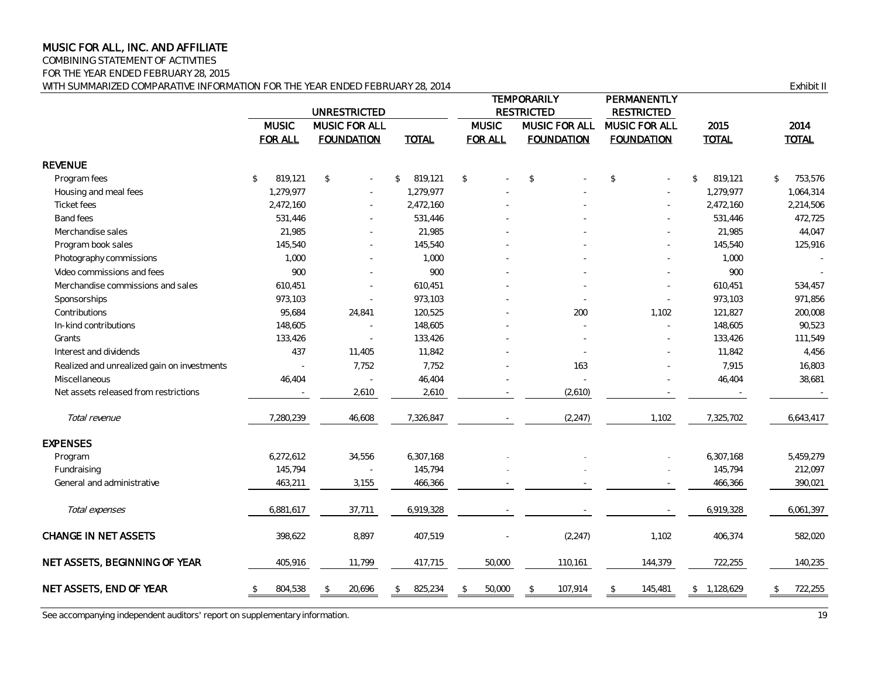# MUSIC FOR ALL, INC. AND AFFILIATE

COMBINING STATEMENT OF ACTIVITIES

FOR THE YEAR ENDED FEBRUARY 28, 2015

WITH SUMMARIZED COMPARATIVE INFORMATION FOR THE YEAR ENDED FEBRUARY 28, 2014

Exhibit II

| | UNRESTRICTED | | | TEMPORARILY RESTRICTED | | PERMANENTLY RESTRICTED | | |
|---|---|---|---|---|---|---|---|---|
| | MUSIC FOR ALL | MUSIC FOR ALL FOUNDATION | TOTAL | MUSIC FOR ALL | MUSIC FOR ALL FOUNDATION | MUSIC FOR ALL FOUNDATION | 2015 TOTAL | 2014 TOTAL |
| **REVENUE** | | | | | | | | |
| Program fees | $ 819,121 | $ - | $ 819,121 | $ - | $ - | $ - | $ 819,121 | $ 753,576 |
| Housing and meal fees | 1,279,977 | - | 1,279,977 | - | - | - | 1,279,977 | 1,064,314 |
| Ticket fees | 2,472,160 | - | 2,472,160 | - | - | - | 2,472,160 | 2,214,506 |
| Band fees | 531,446 | - | 531,446 | - | - | - | 531,446 | 472,725 |
| Merchandise sales | 21,985 | - | 21,985 | - | - | - | 21,985 | 44,047 |
| Program book sales | 145,540 | - | 145,540 | - | - | - | 145,540 | 125,916 |
| Photography commissions | 1,000 | - | 1,000 | - | - | - | 1,000 | - |
| Video commissions and fees | 900 | - | 900 | - | - | - | 900 | - |
| Merchandise commissions and sales | 610,451 | - | 610,451 | - | - | - | 610,451 | 534,457 |
| Sponsorships | 973,103 | - | 973,103 | - | - | - | 973,103 | 971,856 |
| Contributions | 95,684 | 24,841 | 120,525 | - | 200 | 1,102 | 121,827 | 200,008 |
| In-kind contributions | 148,605 | - | 148,605 | - | - | - | 148,605 | 90,523 |
| Grants | 133,426 | - | 133,426 | - | - | - | 133,426 | 111,549 |
| Interest and dividends | 437 | 11,405 | 11,842 | - | - | - | 11,842 | 4,456 |
| Realized and unrealized gain on investments | - | 7,752 | 7,752 | - | 163 | - | 7,915 | 16,803 |
| Miscellaneous | 46,404 | - | 46,404 | - | - | - | 46,404 | 38,681 |
| Net assets released from restrictions | - | 2,610 | 2,610 | - | (2,610) | - | - | - |
| *Total revenue* | 7,280,239 | 46,608 | 7,326,847 | - | (2,247) | 1,102 | 7,325,702 | 6,643,417 |
| **EXPENSES** | | | | | | | | |
| Program | 6,272,612 | 34,556 | 6,307,168 | - | - | - | 6,307,168 | 5,459,279 |
| Fundraising | 145,794 | - | 145,794 | - | - | - | 145,794 | 212,097 |
| General and administrative | 463,211 | 3,155 | 466,366 | - | - | - | 466,366 | 390,021 |
| *Total expenses* | 6,881,617 | 37,711 | 6,919,328 | - | - | - | 6,919,328 | 6,061,397 |
| **CHANGE IN NET ASSETS** | 398,622 | 8,897 | 407,519 | - | (2,247) | 1,102 | 406,374 | 582,020 |
| **NET ASSETS, BEGINNING OF YEAR** | 405,916 | 11,799 | 417,715 | 50,000 | 110,161 | 144,379 | 722,255 | 140,235 |
| **NET ASSETS, END OF YEAR** | $ 804,538 | $ 20,696 | $ 825,234 | $ 50,000 | $ 107,914 | $ 145,481 | $ 1,128,629 | $ 722,255 |

See accompanying independent auditors' report on supplementary information.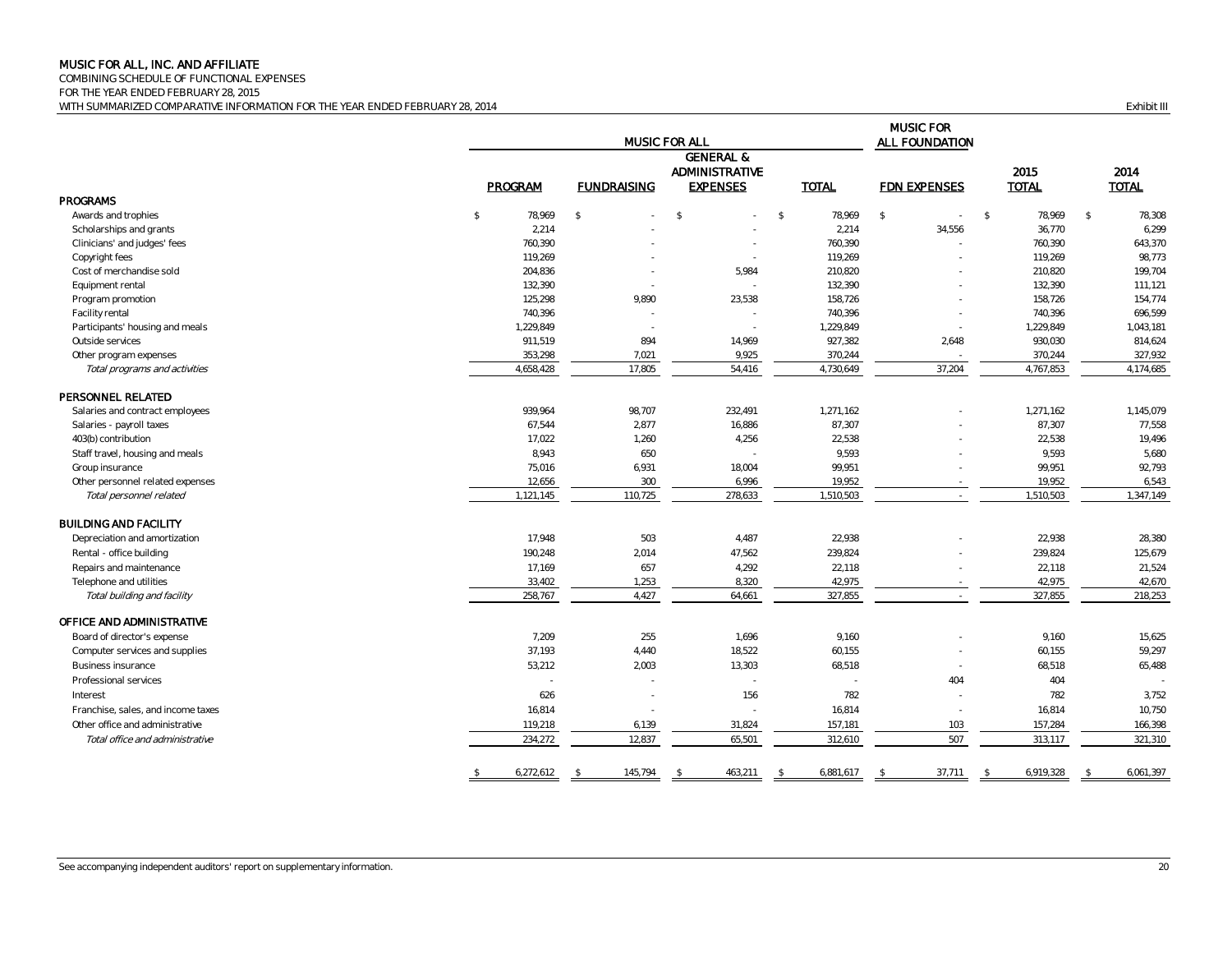**MUSIC FOR ALL, INC. AND AFFILIATE**
COMBINING SCHEDULE OF FUNCTIONAL EXPENSES
FOR THE YEAR ENDED FEBRUARY 28, 2015
WITH SUMMARIZED COMPARATIVE INFORMATION FOR THE YEAR ENDED FEBRUARY 28, 2014

Exhibit III

| | MUSIC FOR ALL | | | | MUSIC FOR ALL FOUNDATION | | |
|---|---|---|---|---|---|---|---|
| | PROGRAM | FUNDRAISING | GENERAL & ADMINISTRATIVE EXPENSES | TOTAL | FDN EXPENSES | 2015 TOTAL | 2014 TOTAL |
| **PROGRAMS** | | | | | | | |
| Awards and trophies | $ 78,969 | $ - | $ - | $ 78,969 | $ - | $ 78,969 | $ 78,308 |
| Scholarships and grants | 2,214 | - | - | 2,214 | 34,556 | 36,770 | 6,299 |
| Clinicians' and judges' fees | 760,390 | - | - | 760,390 | - | 760,390 | 643,370 |
| Copyright fees | 119,269 | - | - | 119,269 | - | 119,269 | 98,773 |
| Cost of merchandise sold | 204,836 | - | 5,984 | 210,820 | - | 210,820 | 199,704 |
| Equipment rental | 132,390 | - | - | 132,390 | - | 132,390 | 111,121 |
| Program promotion | 125,298 | 9,890 | 23,538 | 158,726 | - | 158,726 | 154,774 |
| Facility rental | 740,396 | - | - | 740,396 | - | 740,396 | 696,599 |
| Participants' housing and meals | 1,229,849 | - | - | 1,229,849 | - | 1,229,849 | 1,043,181 |
| Outside services | 911,519 | 894 | 14,969 | 927,382 | 2,648 | 930,030 | 814,624 |
| Other program expenses | 353,298 | 7,021 | 9,925 | 370,244 | - | 370,244 | 327,932 |
| *Total programs and activities* | 4,658,428 | 17,805 | 54,416 | 4,730,649 | 37,204 | 4,767,853 | 4,174,685 |
| **PERSONNEL RELATED** | | | | | | | |
| Salaries and contract employees | 939,964 | 98,707 | 232,491 | 1,271,162 | - | 1,271,162 | 1,145,079 |
| Salaries - payroll taxes | 67,544 | 2,877 | 16,886 | 87,307 | - | 87,307 | 77,558 |
| 403(b) contribution | 17,022 | 1,260 | 4,256 | 22,538 | - | 22,538 | 19,496 |
| Staff travel, housing and meals | 8,943 | 650 | - | 9,593 | - | 9,593 | 5,680 |
| Group insurance | 75,016 | 6,931 | 18,004 | 99,951 | - | 99,951 | 92,793 |
| Other personnel related expenses | 12,656 | 300 | 6,996 | 19,952 | - | 19,952 | 6,543 |
| *Total personnel related* | 1,121,145 | 110,725 | 278,633 | 1,510,503 | - | 1,510,503 | 1,347,149 |
| **BUILDING AND FACILITY** | | | | | | | |
| Depreciation and amortization | 17,948 | 503 | 4,487 | 22,938 | - | 22,938 | 28,380 |
| Rental - office building | 190,248 | 2,014 | 47,562 | 239,824 | - | 239,824 | 125,679 |
| Repairs and maintenance | 17,169 | 657 | 4,292 | 22,118 | - | 22,118 | 21,524 |
| Telephone and utilities | 33,402 | 1,253 | 8,320 | 42,975 | - | 42,975 | 42,670 |
| *Total building and facility* | 258,767 | 4,427 | 64,661 | 327,855 | - | 327,855 | 218,253 |
| **OFFICE AND ADMINISTRATIVE** | | | | | | | |
| Board of director's expense | 7,209 | 255 | 1,696 | 9,160 | - | 9,160 | 15,625 |
| Computer services and supplies | 37,193 | 4,440 | 18,522 | 60,155 | - | 60,155 | 59,297 |
| Business insurance | 53,212 | 2,003 | 13,303 | 68,518 | - | 68,518 | 65,488 |
| Professional services | - | - | - | - | 404 | 404 | - |
| Interest | 626 | - | 156 | 782 | - | 782 | 3,752 |
| Franchise, sales, and income taxes | 16,814 | - | - | 16,814 | - | 16,814 | 10,750 |
| Other office and administrative | 119,218 | 6,139 | 31,824 | 157,181 | 103 | 157,284 | 166,398 |
| *Total office and administrative* | 234,272 | 12,837 | 65,501 | 312,610 | 507 | 313,117 | 321,310 |
| | $ 6,272,612 | $ 145,794 | $ 463,211 | $ 6,881,617 | $ 37,711 | $ 6,919,328 | $ 6,061,397 |

See accompanying independent auditors' report on supplementary information.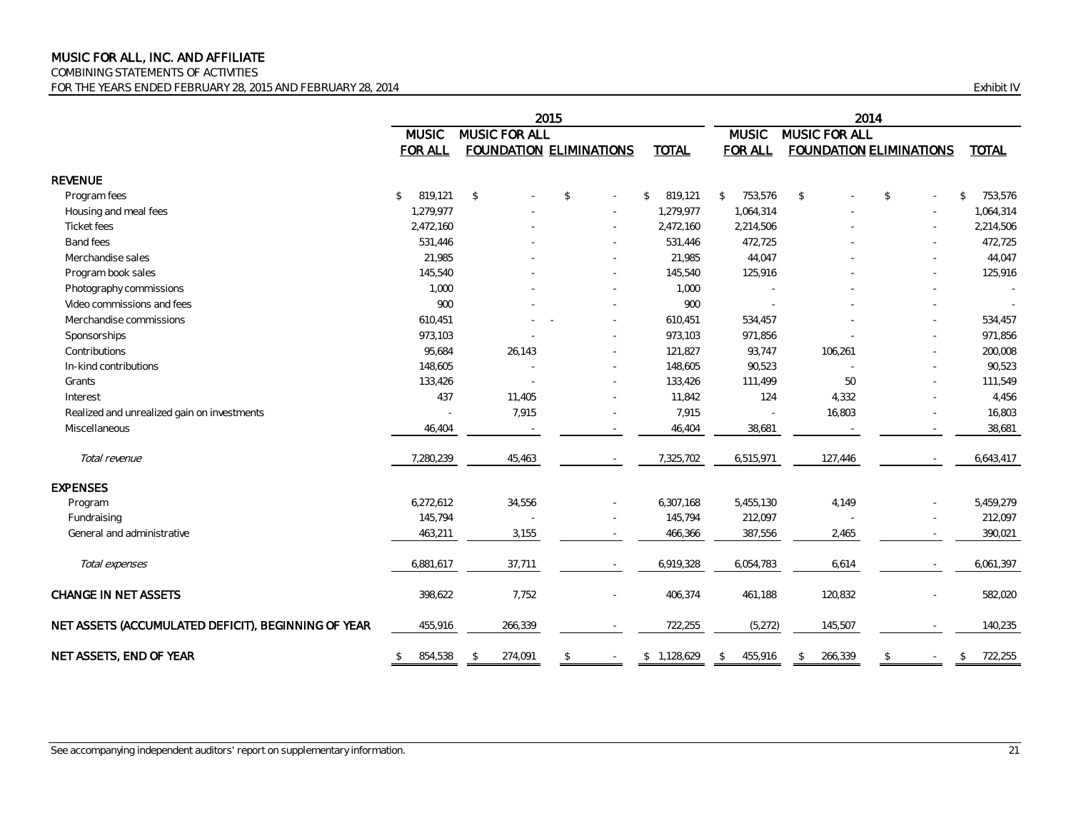# MUSIC FOR ALL, INC. AND AFFILIATE

COMBINING STATEMENTS OF ACTIVITIES

FOR THE YEARS ENDED FEBRUARY 28, 2015 AND FEBRUARY 28, 2014

Exhibit IV

| | 2015 | | | | 2014 | | | |
|---|---|---|---|---|---|---|---|---|
| | MUSIC FOR ALL | MUSIC FOR ALL FOUNDATION | ELIMINATIONS | TOTAL | MUSIC FOR ALL | MUSIC FOR ALL FOUNDATION | ELIMINATIONS | TOTAL |
| **REVENUE** | | | | | | | | |
| Program fees | $ 819,121 | $ - | $ - | $ 819,121 | $ 753,576 | $ - | $ - | $ 753,576 |
| Housing and meal fees | 1,279,977 | - | - | 1,279,977 | 1,064,314 | - | - | 1,064,314 |
| Ticket fees | 2,472,160 | - | - | 2,472,160 | 2,214,506 | - | - | 2,214,506 |
| Band fees | 531,446 | - | - | 531,446 | 472,725 | - | - | 472,725 |
| Merchandise sales | 21,985 | - | - | 21,985 | 44,047 | - | - | 44,047 |
| Program book sales | 145,540 | - | - | 145,540 | 125,916 | - | - | 125,916 |
| Photography commissions | 1,000 | - | - | 1,000 | - | - | - | - |
| Video commissions and fees | 900 | - | - | 900 | - | - | - | - |
| Merchandise commissions | 610,451 | - - | - | 610,451 | 534,457 | - | - | 534,457 |
| Sponsorships | 973,103 | - | - | 973,103 | 971,856 | - | - | 971,856 |
| Contributions | 95,684 | 26,143 | - | 121,827 | 93,747 | 106,261 | - | 200,008 |
| In-kind contributions | 148,605 | - | - | 148,605 | 90,523 | - | - | 90,523 |
| Grants | 133,426 | - | - | 133,426 | 111,499 | 50 | - | 111,549 |
| Interest | 437 | 11,405 | - | 11,842 | 124 | 4,332 | - | 4,456 |
| Realized and unrealized gain on investments | - | 7,915 | - | 7,915 | - | 16,803 | - | 16,803 |
| Miscellaneous | 46,404 | - | - | 46,404 | 38,681 | - | - | 38,681 |
| *Total revenue* | 7,280,239 | 45,463 | - | 7,325,702 | 6,515,971 | 127,446 | - | 6,643,417 |
| **EXPENSES** | | | | | | | | |
| Program | 6,272,612 | 34,556 | - | 6,307,168 | 5,455,130 | 4,149 | - | 5,459,279 |
| Fundraising | 145,794 | - | - | 145,794 | 212,097 | - | - | 212,097 |
| General and administrative | 463,211 | 3,155 | - | 466,366 | 387,556 | 2,465 | - | 390,021 |
| *Total expenses* | 6,881,617 | 37,711 | - | 6,919,328 | 6,054,783 | 6,614 | - | 6,061,397 |
| **CHANGE IN NET ASSETS** | 398,622 | 7,752 | - | 406,374 | 461,188 | 120,832 | - | 582,020 |
| **NET ASSETS (ACCUMULATED DEFICIT), BEGINNING OF YEAR** | 455,916 | 266,339 | - | 722,255 | (5,272) | 145,507 | - | 140,235 |
| **NET ASSETS, END OF YEAR** | $ 854,538 | $ 274,091 | $ - | $ 1,128,629 | $ 455,916 | $ 266,339 | $ - | $ 722,255 |

See accompanying independent auditors' report on supplementary information.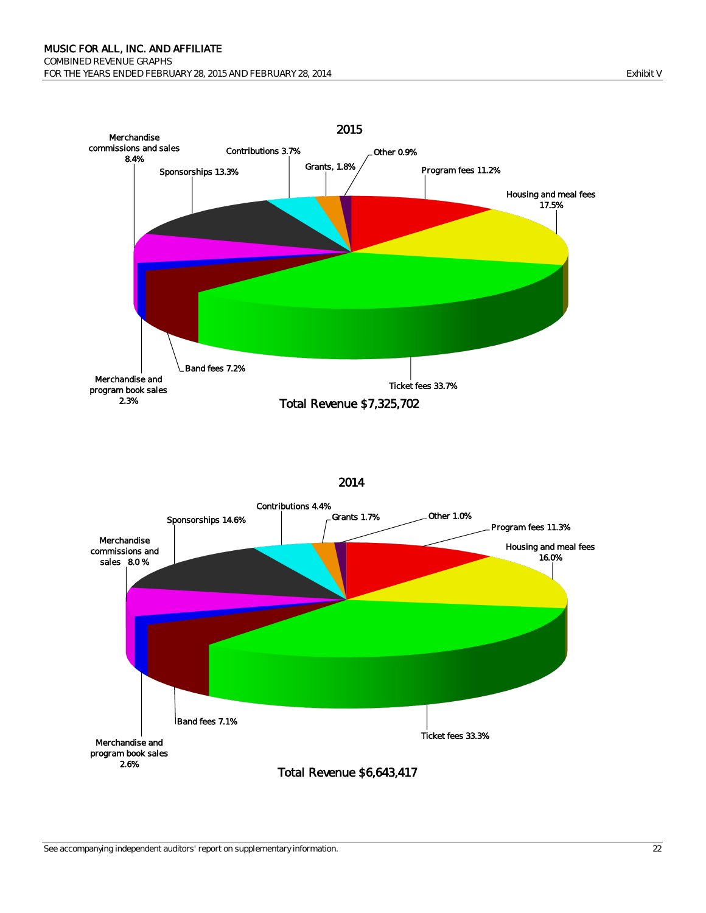MUSIC FOR ALL, INC. AND AFFILIATE
COMBINED REVENUE GRAPHS
FOR THE YEARS ENDED FEBRUARY 28, 2015 AND FEBRUARY 28, 2014

Exhibit V

## 2015

Merchandise commissions and sales 8.4%

Sponsorships 13.3%

Contributions 3.7%

Grants, 1.8%

Other 0.9%

Program fees 11.2%

Housing and meal fees 17.5%

Ticket fees 33.7%

Band fees 7.2%

Merchandise and program book sales 2.3%

Total Revenue $7,325,702

## 2014

Contributions 4.4%

Sponsorships 14.6%

Grants 1.7%

Other 1.0%

Program fees 11.3%

Merchandise commissions and sales 8.0 %

Housing and meal fees 16.0%

Band fees 7.1%

Ticket fees 33.3%

Merchandise and program book sales 2.6%

Total Revenue $6,643,417

See accompanying independent auditors' report on supplementary information.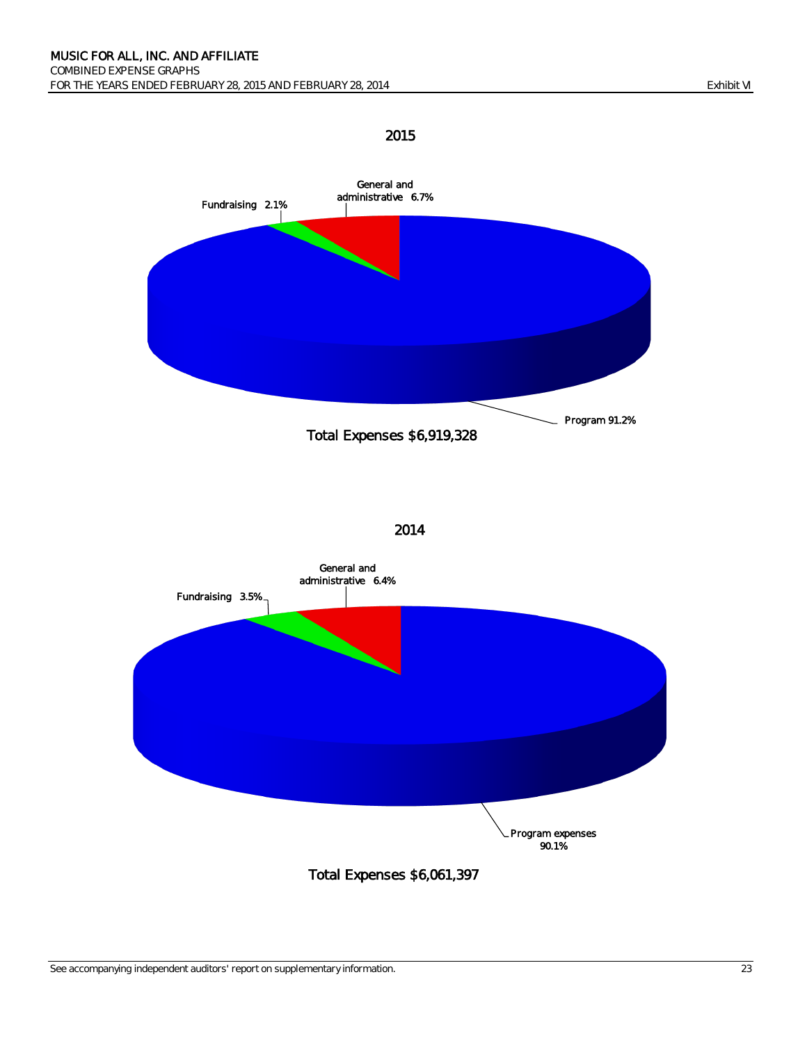MUSIC FOR ALL, INC. AND AFFILIATE
COMBINED EXPENSE GRAPHS
FOR THE YEARS ENDED FEBRUARY 28, 2015 AND FEBRUARY 28, 2014

Exhibit VI

## 2015

General and administrative 6.7%

Fundraising 2.1%

Program 91.2%

Total Expenses $6,919,328

## 2014

General and administrative 6.4%

Fundraising 3.5%

Program expenses 90.1%

Total Expenses $6,061,397

See accompanying independent auditors' report on supplementary information.